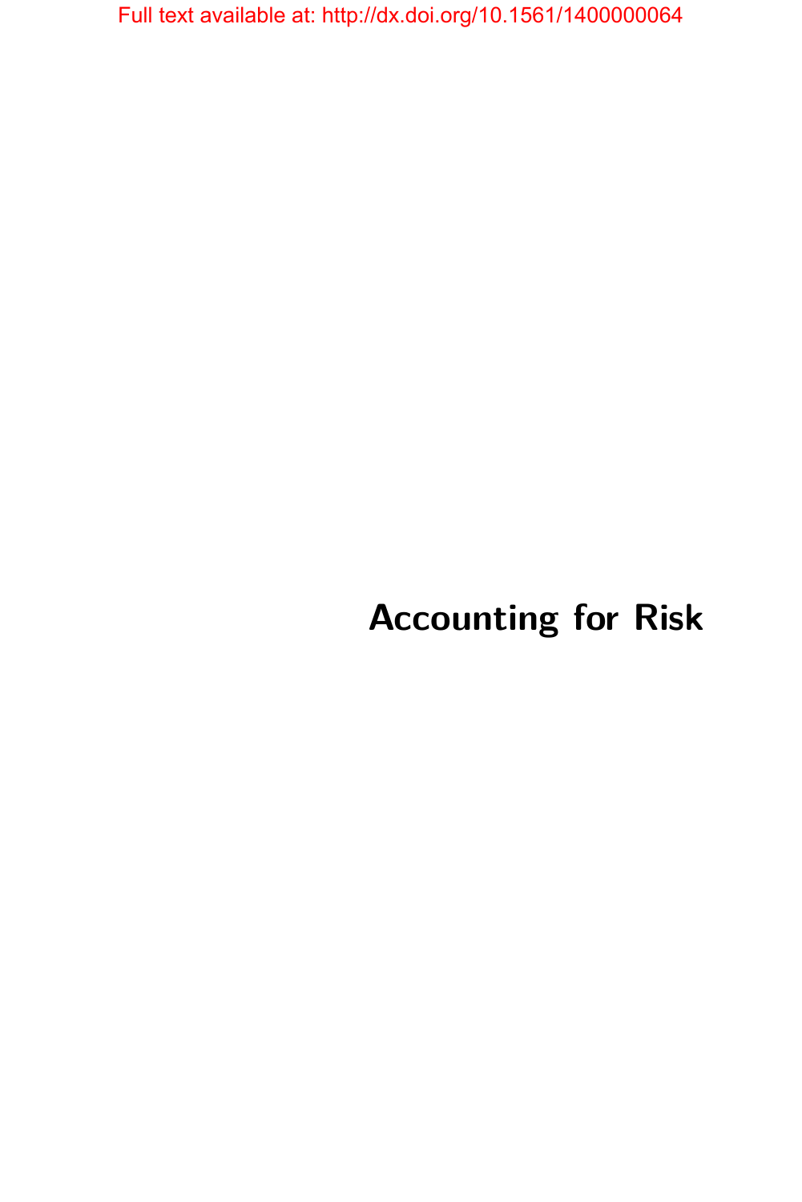Full text available at: http://dx.doi.org/10.1561/1400000064

# Accounting for Risk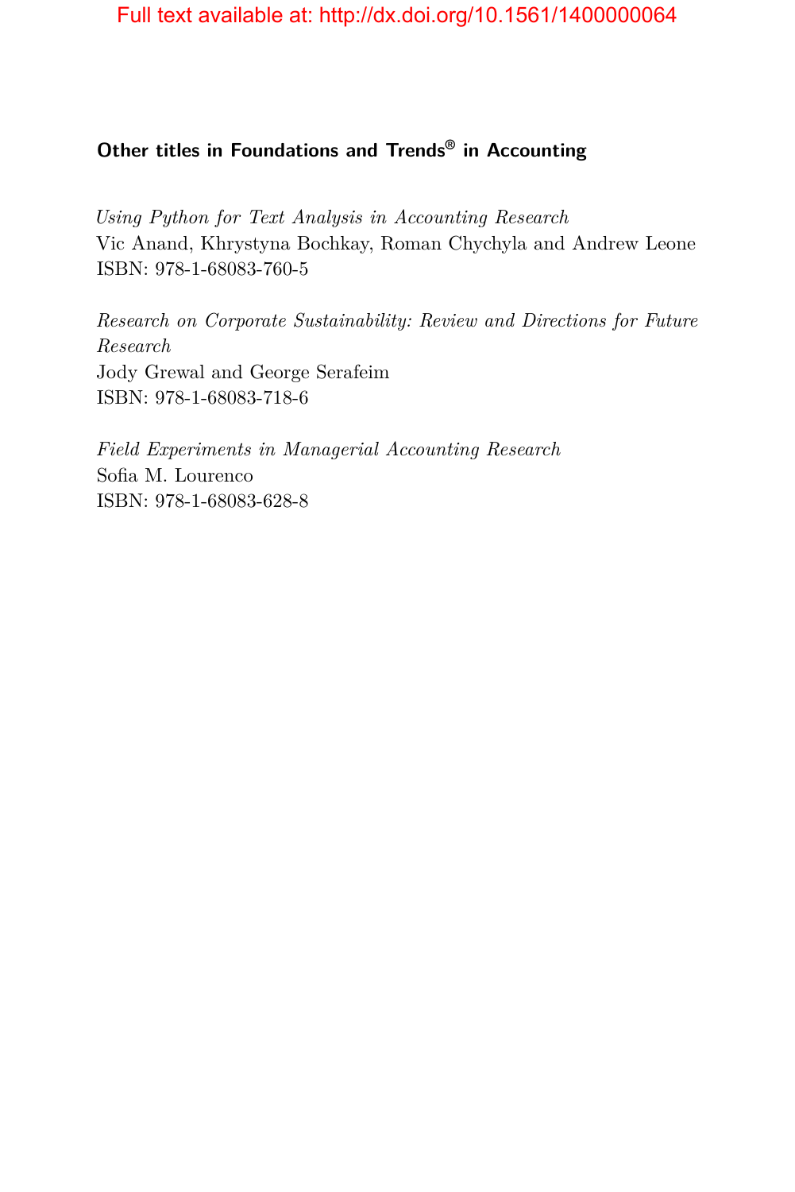**Other titles in Foundations and Trends® in Accounting**

*Using Python for Text Analysis in Accounting Research*
Vic Anand, Khrystyna Bochkay, Roman Chychyla and Andrew Leone
ISBN: 978-1-68083-760-5

*Research on Corporate Sustainability: Review and Directions for Future Research*
Jody Grewal and George Serafeim
ISBN: 978-1-68083-718-6

*Field Experiments in Managerial Accounting Research*
Sofia M. Lourenco
ISBN: 978-1-68083-628-8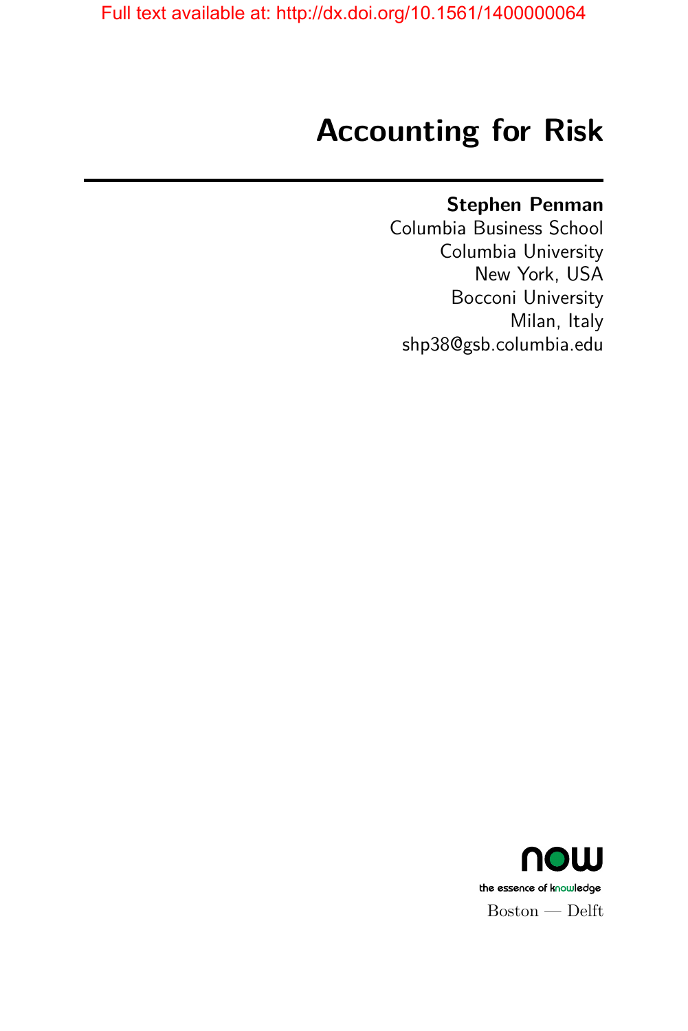# Accounting for Risk

**Stephen Penman**
Columbia Business School
Columbia University
New York, USA
Bocconi University
Milan, Italy
shp38@gsb.columbia.edu

Boston — Delft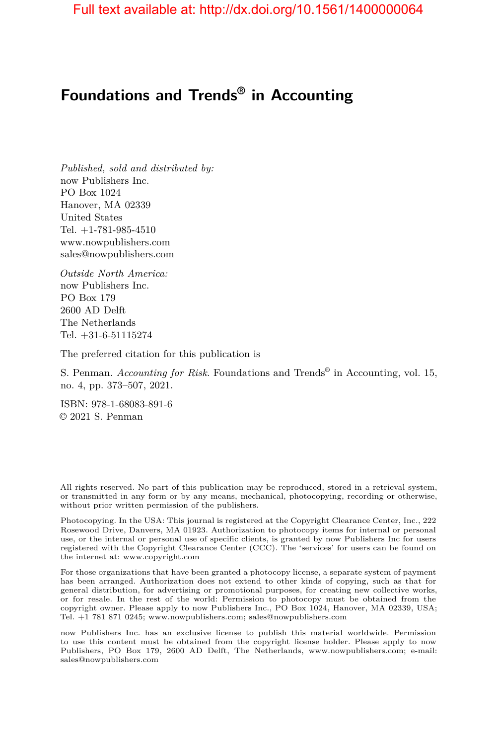# Foundations and Trends® in Accounting

*Published, sold and distributed by:*
now Publishers Inc.
PO Box 1024
Hanover, MA 02339
United States
Tel. +1-781-985-4510
www.nowpublishers.com
sales@nowpublishers.com

*Outside North America:*
now Publishers Inc.
PO Box 179
2600 AD Delft
The Netherlands
Tel. +31-6-51115274

The preferred citation for this publication is

S. Penman. *Accounting for Risk*. Foundations and Trends® in Accounting, vol. 15, no. 4, pp. 373–507, 2021.

ISBN: 978-1-68083-891-6
© 2021 S. Penman

All rights reserved. No part of this publication may be reproduced, stored in a retrieval system, or transmitted in any form or by any means, mechanical, photocopying, recording or otherwise, without prior written permission of the publishers.

Photocopying. In the USA: This journal is registered at the Copyright Clearance Center, Inc., 222 Rosewood Drive, Danvers, MA 01923. Authorization to photocopy items for internal or personal use, or the internal or personal use of specific clients, is granted by now Publishers Inc for users registered with the Copyright Clearance Center (CCC). The 'services' for users can be found on the internet at: www.copyright.com

For those organizations that have been granted a photocopy license, a separate system of payment has been arranged. Authorization does not extend to other kinds of copying, such as that for general distribution, for advertising or promotional purposes, for creating new collective works, or for resale. In the rest of the world: Permission to photocopy must be obtained from the copyright owner. Please apply to now Publishers Inc., PO Box 1024, Hanover, MA 02339, USA; Tel. +1 781 871 0245; www.nowpublishers.com; sales@nowpublishers.com

now Publishers Inc. has an exclusive license to publish this material worldwide. Permission to use this content must be obtained from the copyright license holder. Please apply to now Publishers, PO Box 179, 2600 AD Delft, The Netherlands, www.nowpublishers.com; e-mail: sales@nowpublishers.com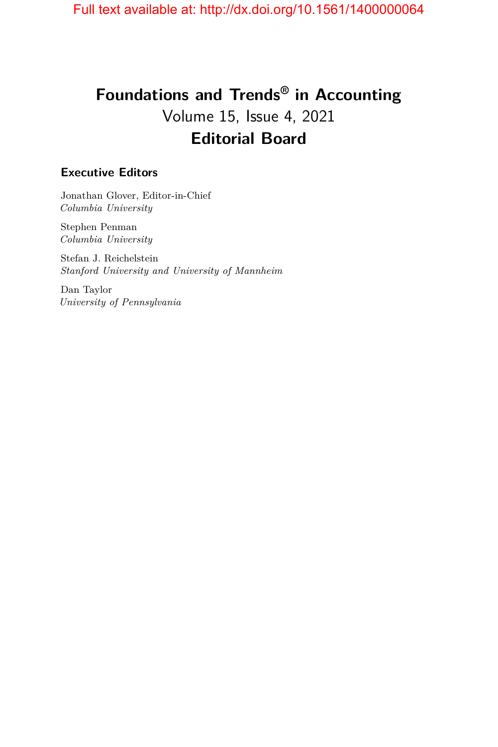# Foundations and Trends® in Accounting

Volume 15, Issue 4, 2021

## Editorial Board

### Executive Editors

Jonathan Glover, Editor-in-Chief
*Columbia University*

Stephen Penman
*Columbia University*

Stefan J. Reichelstein
*Stanford University and University of Mannheim*

Dan Taylor
*University of Pennsylvania*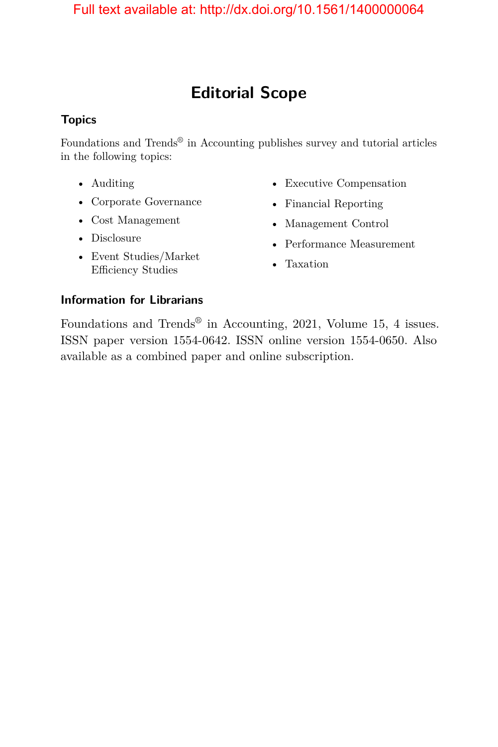# Editorial Scope

## Topics

Foundations and Trends® in Accounting publishes survey and tutorial articles in the following topics:

- Auditing
- Corporate Governance
- Cost Management
- Disclosure
- Event Studies/Market Efficiency Studies
- Executive Compensation
- Financial Reporting
- Management Control
- Performance Measurement
- Taxation

## Information for Librarians

Foundations and Trends® in Accounting, 2021, Volume 15, 4 issues. ISSN paper version 1554-0642. ISSN online version 1554-0650. Also available as a combined paper and online subscription.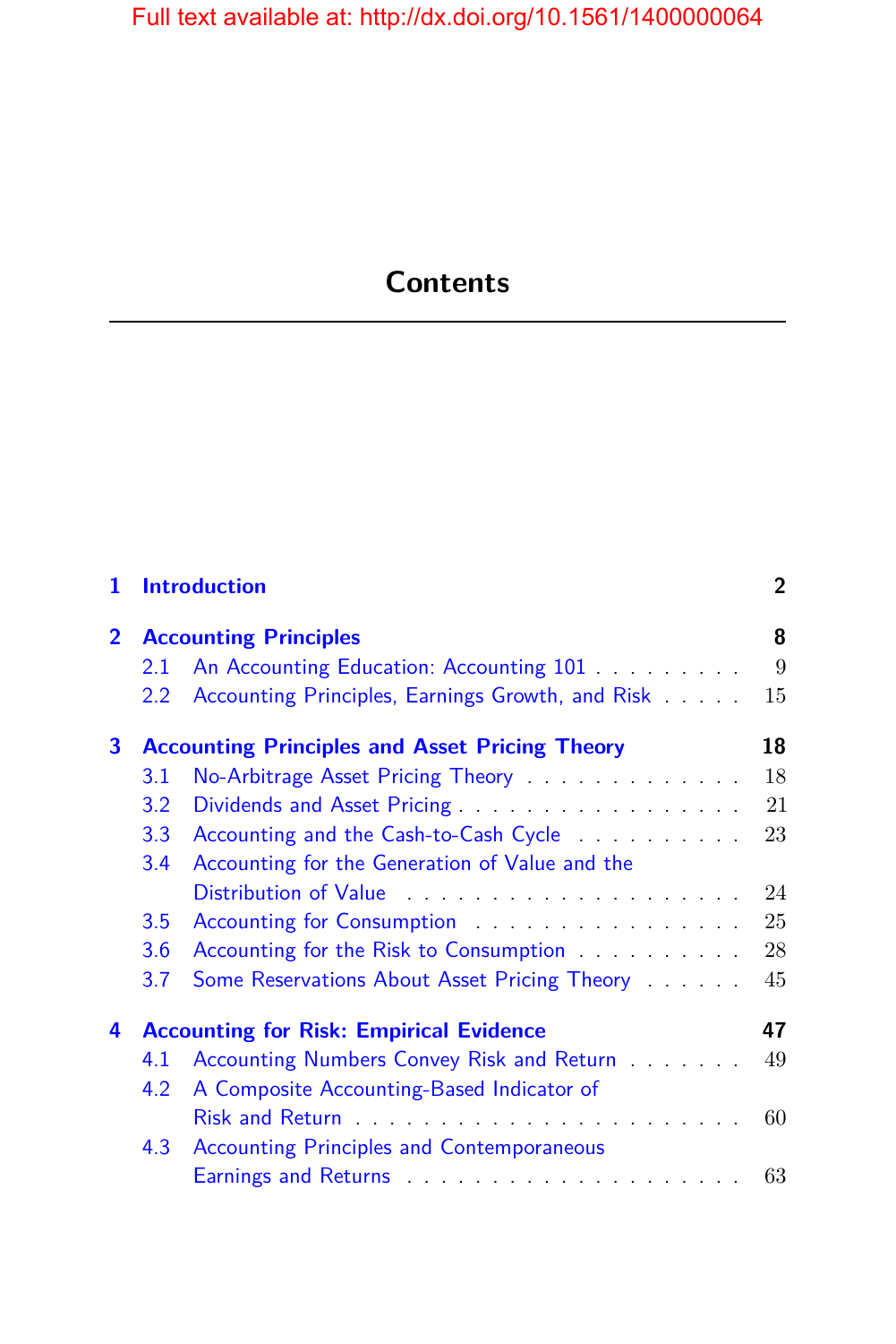# Contents

| | | |
|---|---|---|
| **1** | **Introduction** | **2** |
| **2** | **Accounting Principles** | **8** |
| 2.1 | An Accounting Education: Accounting 101 | 9 |
| 2.2 | Accounting Principles, Earnings Growth, and Risk | 15 |
| **3** | **Accounting Principles and Asset Pricing Theory** | **18** |
| 3.1 | No-Arbitrage Asset Pricing Theory | 18 |
| 3.2 | Dividends and Asset Pricing | 21 |
| 3.3 | Accounting and the Cash-to-Cash Cycle | 23 |
| 3.4 | Accounting for the Generation of Value and the Distribution of Value | 24 |
| 3.5 | Accounting for Consumption | 25 |
| 3.6 | Accounting for the Risk to Consumption | 28 |
| 3.7 | Some Reservations About Asset Pricing Theory | 45 |
| **4** | **Accounting for Risk: Empirical Evidence** | **47** |
| 4.1 | Accounting Numbers Convey Risk and Return | 49 |
| 4.2 | A Composite Accounting-Based Indicator of Risk and Return | 60 |
| 4.3 | Accounting Principles and Contemporaneous Earnings and Returns | 63 |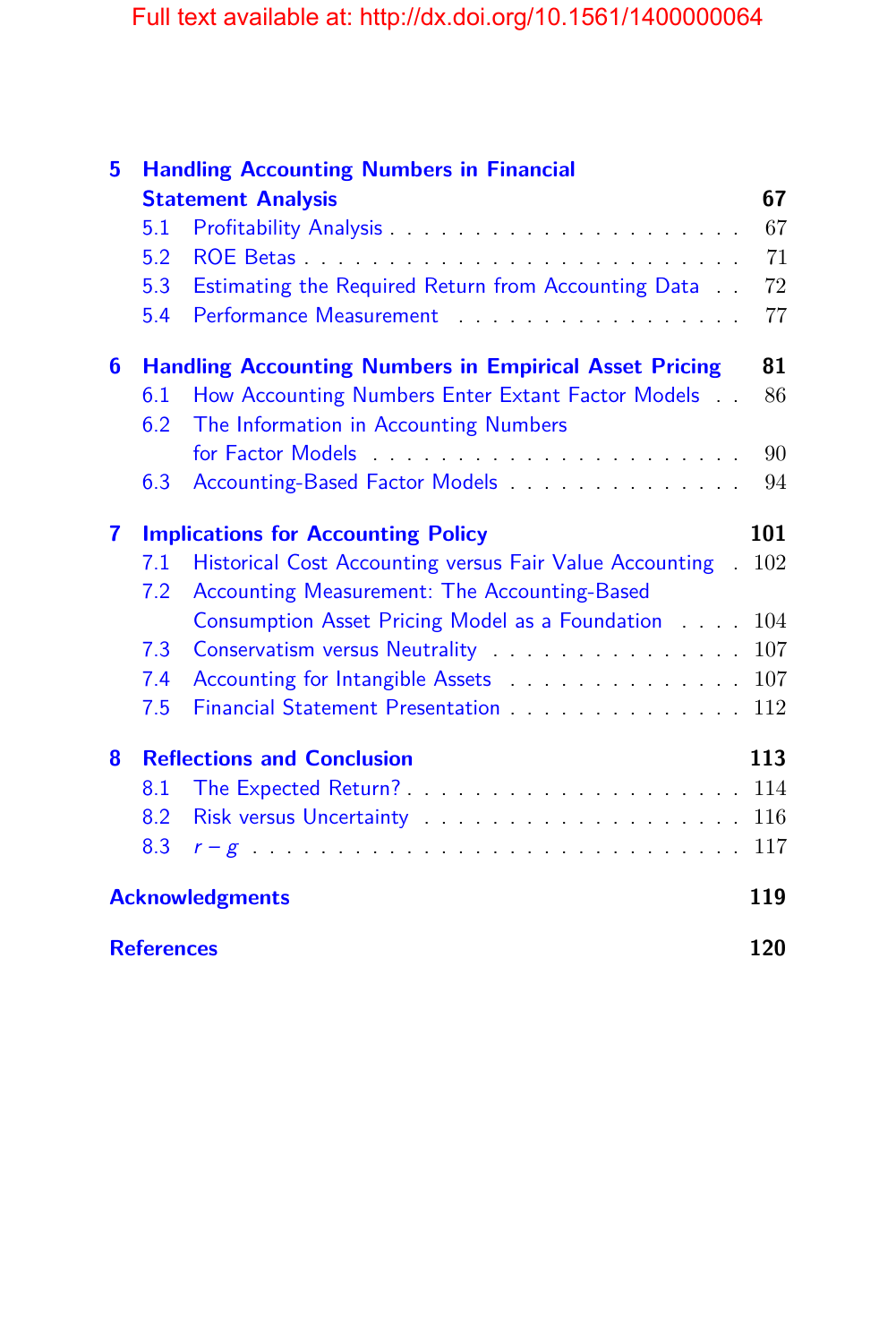**5 Handling Accounting Numbers in Financial Statement Analysis** **67**

5.1 Profitability Analysis . . . . . . . . . . . . . . . . . . . . . 67

5.2 ROE Betas . . . . . . . . . . . . . . . . . . . . . . . . . 71

5.3 Estimating the Required Return from Accounting Data . . 72

5.4 Performance Measurement . . . . . . . . . . . . . . . . . 77

**6 Handling Accounting Numbers in Empirical Asset Pricing** **81**

6.1 How Accounting Numbers Enter Extant Factor Models . . 86

6.2 The Information in Accounting Numbers for Factor Models . . . . . . . . . . . . . . . . . . . . . 90

6.3 Accounting-Based Factor Models . . . . . . . . . . . . . . 94

**7 Implications for Accounting Policy** **101**

7.1 Historical Cost Accounting versus Fair Value Accounting . 102

7.2 Accounting Measurement: The Accounting-Based Consumption Asset Pricing Model as a Foundation . . . . 104

7.3 Conservatism versus Neutrality . . . . . . . . . . . . . . . 107

7.4 Accounting for Intangible Assets . . . . . . . . . . . . . . 107

7.5 Financial Statement Presentation . . . . . . . . . . . . . . 112

**8 Reflections and Conclusion** **113**

8.1 The Expected Return? . . . . . . . . . . . . . . . . . . . . 114

8.2 Risk versus Uncertainty . . . . . . . . . . . . . . . . . . . 116

8.3 $r - g$ . . . . . . . . . . . . . . . . . . . . . . . . . . . . 117

**Acknowledgments** **119**

**References** **120**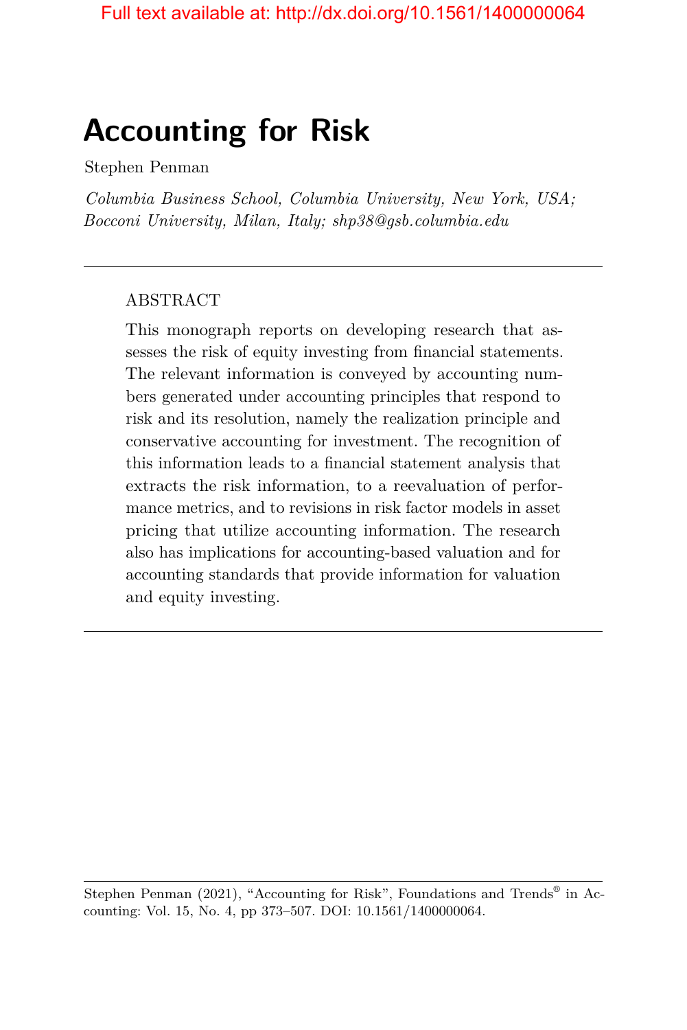# Accounting for Risk

Stephen Penman

*Columbia Business School, Columbia University, New York, USA; Bocconi University, Milan, Italy; shp38@gsb.columbia.edu*

---

ABSTRACT

This monograph reports on developing research that assesses the risk of equity investing from financial statements. The relevant information is conveyed by accounting numbers generated under accounting principles that respond to risk and its resolution, namely the realization principle and conservative accounting for investment. The recognition of this information leads to a financial statement analysis that extracts the risk information, to a reevaluation of performance metrics, and to revisions in risk factor models in asset pricing that utilize accounting information. The research also has implications for accounting-based valuation and for accounting standards that provide information for valuation and equity investing.

---

Stephen Penman (2021), "Accounting for Risk", Foundations and Trends® in Accounting: Vol. 15, No. 4, pp 373–507. DOI: 10.1561/1400000064.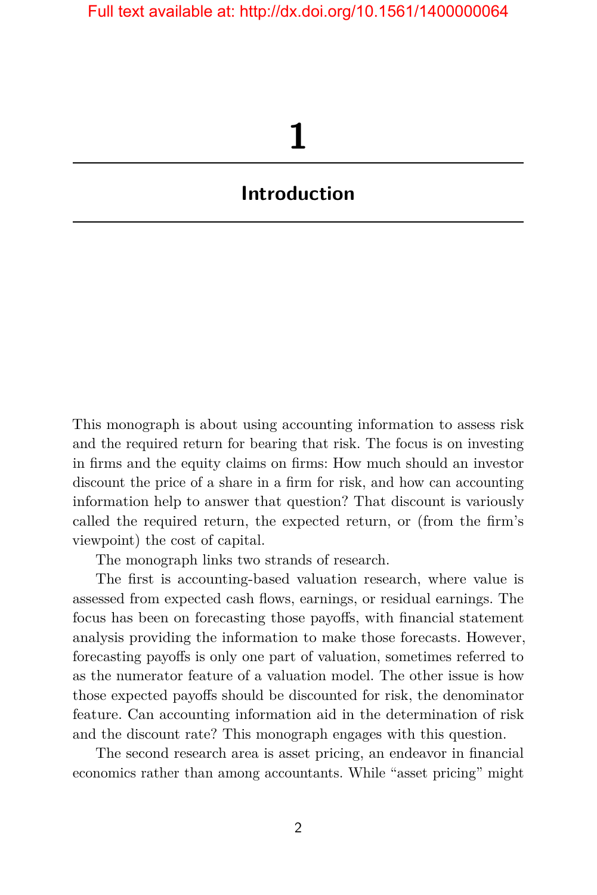# 1

# Introduction

This monograph is about using accounting information to assess risk and the required return for bearing that risk. The focus is on investing in firms and the equity claims on firms: How much should an investor discount the price of a share in a firm for risk, and how can accounting information help to answer that question? That discount is variously called the required return, the expected return, or (from the firm's viewpoint) the cost of capital.

The monograph links two strands of research.

The first is accounting-based valuation research, where value is assessed from expected cash flows, earnings, or residual earnings. The focus has been on forecasting those payoffs, with financial statement analysis providing the information to make those forecasts. However, forecasting payoffs is only one part of valuation, sometimes referred to as the numerator feature of a valuation model. The other issue is how those expected payoffs should be discounted for risk, the denominator feature. Can accounting information aid in the determination of risk and the discount rate? This monograph engages with this question.

The second research area is asset pricing, an endeavor in financial economics rather than among accountants. While "asset pricing" might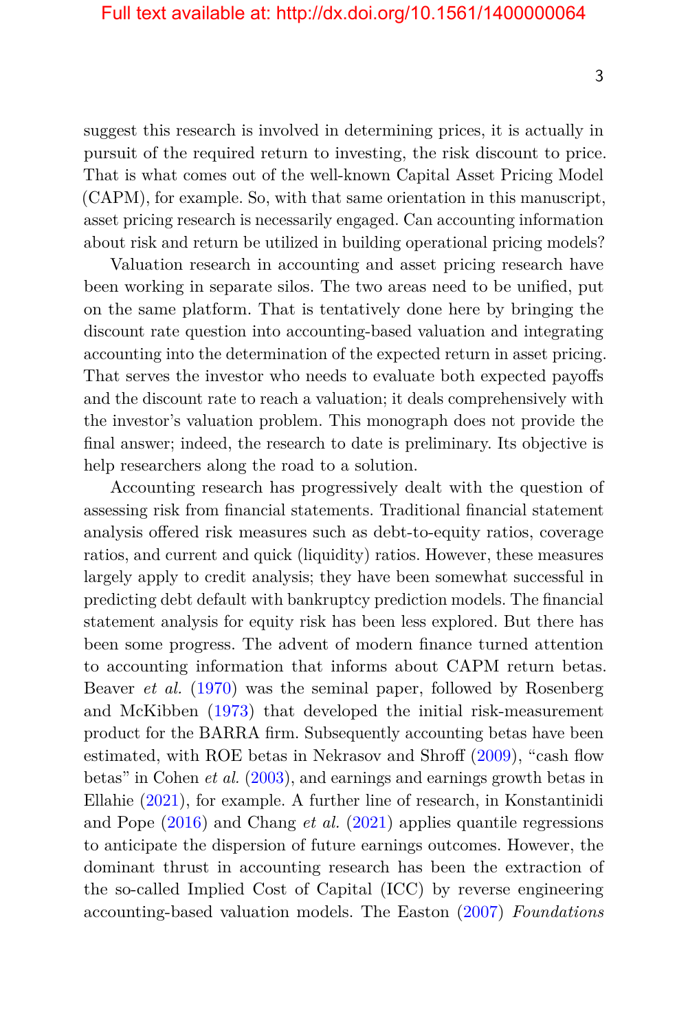suggest this research is involved in determining prices, it is actually in pursuit of the required return to investing, the risk discount to price. That is what comes out of the well-known Capital Asset Pricing Model (CAPM), for example. So, with that same orientation in this manuscript, asset pricing research is necessarily engaged. Can accounting information about risk and return be utilized in building operational pricing models?

Valuation research in accounting and asset pricing research have been working in separate silos. The two areas need to be unified, put on the same platform. That is tentatively done here by bringing the discount rate question into accounting-based valuation and integrating accounting into the determination of the expected return in asset pricing. That serves the investor who needs to evaluate both expected payoffs and the discount rate to reach a valuation; it deals comprehensively with the investor's valuation problem. This monograph does not provide the final answer; indeed, the research to date is preliminary. Its objective is help researchers along the road to a solution.

Accounting research has progressively dealt with the question of assessing risk from financial statements. Traditional financial statement analysis offered risk measures such as debt-to-equity ratios, coverage ratios, and current and quick (liquidity) ratios. However, these measures largely apply to credit analysis; they have been somewhat successful in predicting debt default with bankruptcy prediction models. The financial statement analysis for equity risk has been less explored. But there has been some progress. The advent of modern finance turned attention to accounting information that informs about CAPM return betas. Beaver *et al.* (1970) was the seminal paper, followed by Rosenberg and McKibben (1973) that developed the initial risk-measurement product for the BARRA firm. Subsequently accounting betas have been estimated, with ROE betas in Nekrasov and Shroff (2009), "cash flow betas" in Cohen *et al.* (2003), and earnings and earnings growth betas in Ellahie (2021), for example. A further line of research, in Konstantinidi and Pope (2016) and Chang *et al.* (2021) applies quantile regressions to anticipate the dispersion of future earnings outcomes. However, the dominant thrust in accounting research has been the extraction of the so-called Implied Cost of Capital (ICC) by reverse engineering accounting-based valuation models. The Easton (2007) *Foundations*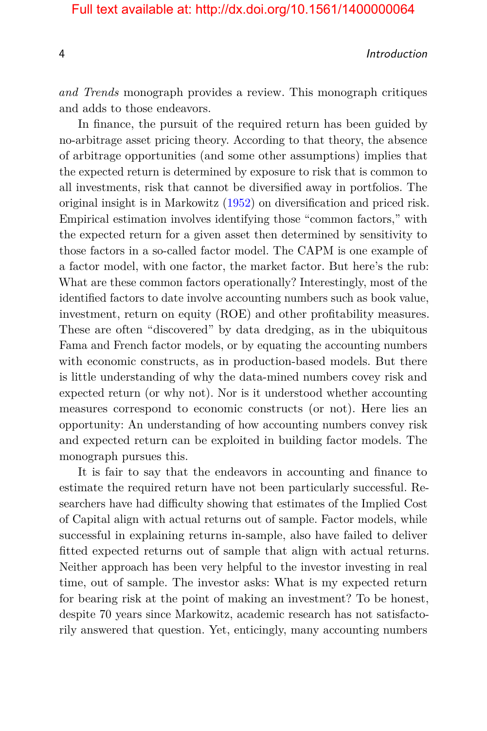*and Trends* monograph provides a review. This monograph critiques and adds to those endeavors.

In finance, the pursuit of the required return has been guided by no-arbitrage asset pricing theory. According to that theory, the absence of arbitrage opportunities (and some other assumptions) implies that the expected return is determined by exposure to risk that is common to all investments, risk that cannot be diversified away in portfolios. The original insight is in Markowitz (1952) on diversification and priced risk. Empirical estimation involves identifying those "common factors," with the expected return for a given asset then determined by sensitivity to those factors in a so-called factor model. The CAPM is one example of a factor model, with one factor, the market factor. But here's the rub: What are these common factors operationally? Interestingly, most of the identified factors to date involve accounting numbers such as book value, investment, return on equity (ROE) and other profitability measures. These are often "discovered" by data dredging, as in the ubiquitous Fama and French factor models, or by equating the accounting numbers with economic constructs, as in production-based models. But there is little understanding of why the data-mined numbers covey risk and expected return (or why not). Nor is it understood whether accounting measures correspond to economic constructs (or not). Here lies an opportunity: An understanding of how accounting numbers convey risk and expected return can be exploited in building factor models. The monograph pursues this.

It is fair to say that the endeavors in accounting and finance to estimate the required return have not been particularly successful. Researchers have had difficulty showing that estimates of the Implied Cost of Capital align with actual returns out of sample. Factor models, while successful in explaining returns in-sample, also have failed to deliver fitted expected returns out of sample that align with actual returns. Neither approach has been very helpful to the investor investing in real time, out of sample. The investor asks: What is my expected return for bearing risk at the point of making an investment? To be honest, despite 70 years since Markowitz, academic research has not satisfactorily answered that question. Yet, enticingly, many accounting numbers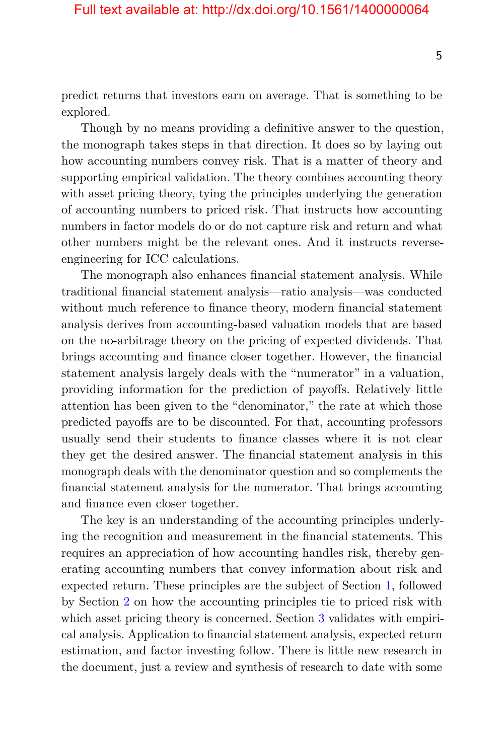predict returns that investors earn on average. That is something to be explored.

Though by no means providing a definitive answer to the question, the monograph takes steps in that direction. It does so by laying out how accounting numbers convey risk. That is a matter of theory and supporting empirical validation. The theory combines accounting theory with asset pricing theory, tying the principles underlying the generation of accounting numbers to priced risk. That instructs how accounting numbers in factor models do or do not capture risk and return and what other numbers might be the relevant ones. And it instructs reverse-engineering for ICC calculations.

The monograph also enhances financial statement analysis. While traditional financial statement analysis—ratio analysis—was conducted without much reference to finance theory, modern financial statement analysis derives from accounting-based valuation models that are based on the no-arbitrage theory on the pricing of expected dividends. That brings accounting and finance closer together. However, the financial statement analysis largely deals with the "numerator" in a valuation, providing information for the prediction of payoffs. Relatively little attention has been given to the "denominator," the rate at which those predicted payoffs are to be discounted. For that, accounting professors usually send their students to finance classes where it is not clear they get the desired answer. The financial statement analysis in this monograph deals with the denominator question and so complements the financial statement analysis for the numerator. That brings accounting and finance even closer together.

The key is an understanding of the accounting principles underlying the recognition and measurement in the financial statements. This requires an appreciation of how accounting handles risk, thereby generating accounting numbers that convey information about risk and expected return. These principles are the subject of Section 1, followed by Section 2 on how the accounting principles tie to priced risk with which asset pricing theory is concerned. Section 3 validates with empirical analysis. Application to financial statement analysis, expected return estimation, and factor investing follow. There is little new research in the document, just a review and synthesis of research to date with some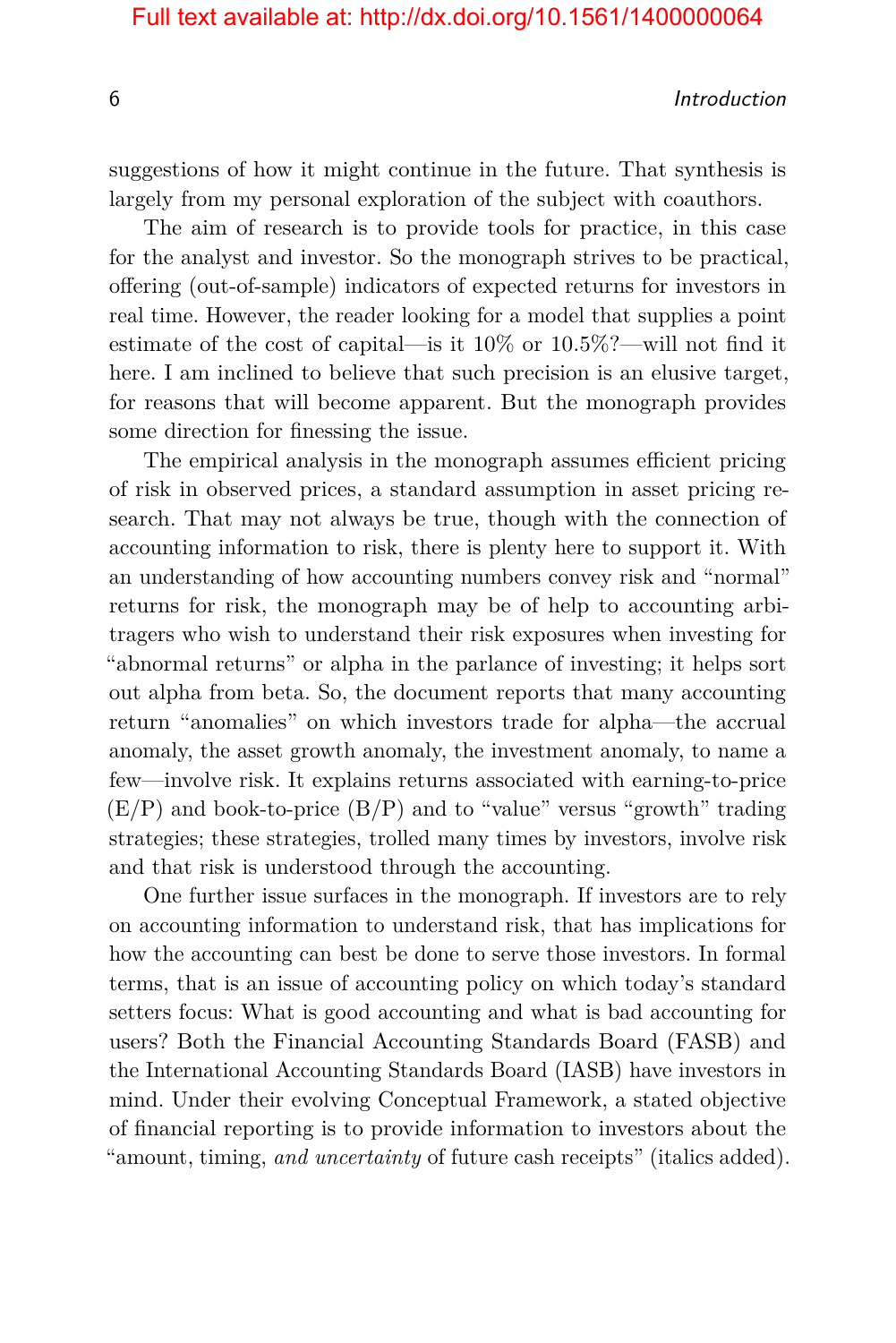suggestions of how it might continue in the future. That synthesis is largely from my personal exploration of the subject with coauthors.

The aim of research is to provide tools for practice, in this case for the analyst and investor. So the monograph strives to be practical, offering (out-of-sample) indicators of expected returns for investors in real time. However, the reader looking for a model that supplies a point estimate of the cost of capital—is it 10% or 10.5%?—will not find it here. I am inclined to believe that such precision is an elusive target, for reasons that will become apparent. But the monograph provides some direction for finessing the issue.

The empirical analysis in the monograph assumes efficient pricing of risk in observed prices, a standard assumption in asset pricing research. That may not always be true, though with the connection of accounting information to risk, there is plenty here to support it. With an understanding of how accounting numbers convey risk and "normal" returns for risk, the monograph may be of help to accounting arbitragers who wish to understand their risk exposures when investing for "abnormal returns" or alpha in the parlance of investing; it helps sort out alpha from beta. So, the document reports that many accounting return "anomalies" on which investors trade for alpha—the accrual anomaly, the asset growth anomaly, the investment anomaly, to name a few—involve risk. It explains returns associated with earning-to-price (E/P) and book-to-price (B/P) and to "value" versus "growth" trading strategies; these strategies, trolled many times by investors, involve risk and that risk is understood through the accounting.

One further issue surfaces in the monograph. If investors are to rely on accounting information to understand risk, that has implications for how the accounting can best be done to serve those investors. In formal terms, that is an issue of accounting policy on which today's standard setters focus: What is good accounting and what is bad accounting for users? Both the Financial Accounting Standards Board (FASB) and the International Accounting Standards Board (IASB) have investors in mind. Under their evolving Conceptual Framework, a stated objective of financial reporting is to provide information to investors about the "amount, timing, *and uncertainty* of future cash receipts" (italics added).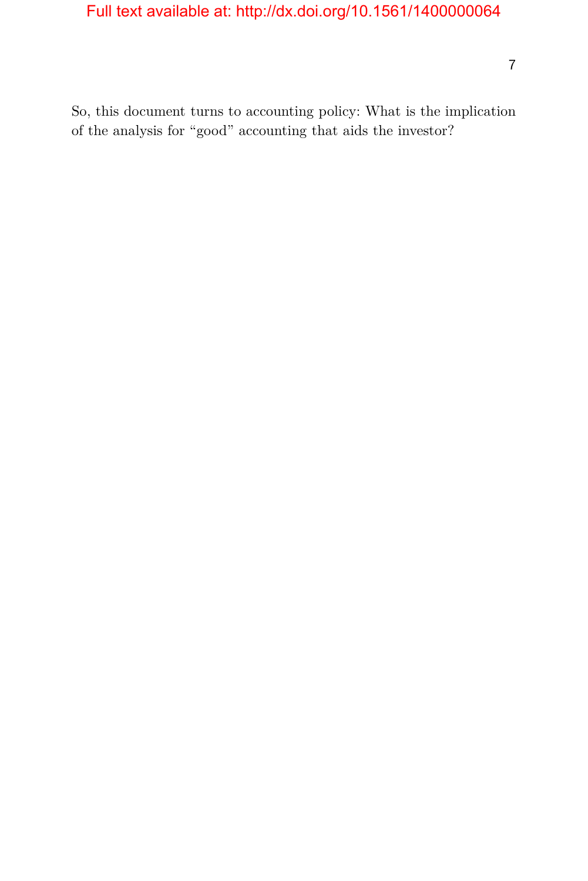So, this document turns to accounting policy: What is the implication of the analysis for “good” accounting that aids the investor?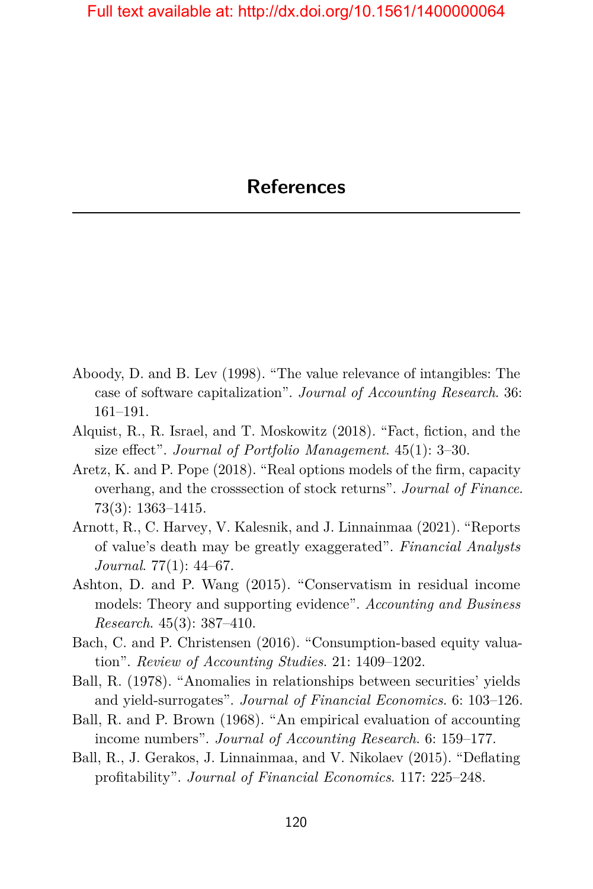# References

Aboody, D. and B. Lev (1998). "The value relevance of intangibles: The case of software capitalization". *Journal of Accounting Research*. 36: 161–191.

Alquist, R., R. Israel, and T. Moskowitz (2018). "Fact, fiction, and the size effect". *Journal of Portfolio Management*. 45(1): 3–30.

Aretz, K. and P. Pope (2018). "Real options models of the firm, capacity overhang, and the crosssection of stock returns". *Journal of Finance*. 73(3): 1363–1415.

Arnott, R., C. Harvey, V. Kalesnik, and J. Linnainmaa (2021). "Reports of value's death may be greatly exaggerated". *Financial Analysts Journal*. 77(1): 44–67.

Ashton, D. and P. Wang (2015). "Conservatism in residual income models: Theory and supporting evidence". *Accounting and Business Research*. 45(3): 387–410.

Bach, C. and P. Christensen (2016). "Consumption-based equity valuation". *Review of Accounting Studies*. 21: 1409–1202.

Ball, R. (1978). "Anomalies in relationships between securities' yields and yield-surrogates". *Journal of Financial Economics*. 6: 103–126.

Ball, R. and P. Brown (1968). "An empirical evaluation of accounting income numbers". *Journal of Accounting Research*. 6: 159–177.

Ball, R., J. Gerakos, J. Linnainmaa, and V. Nikolaev (2015). "Deflating profitability". *Journal of Financial Economics*. 117: 225–248.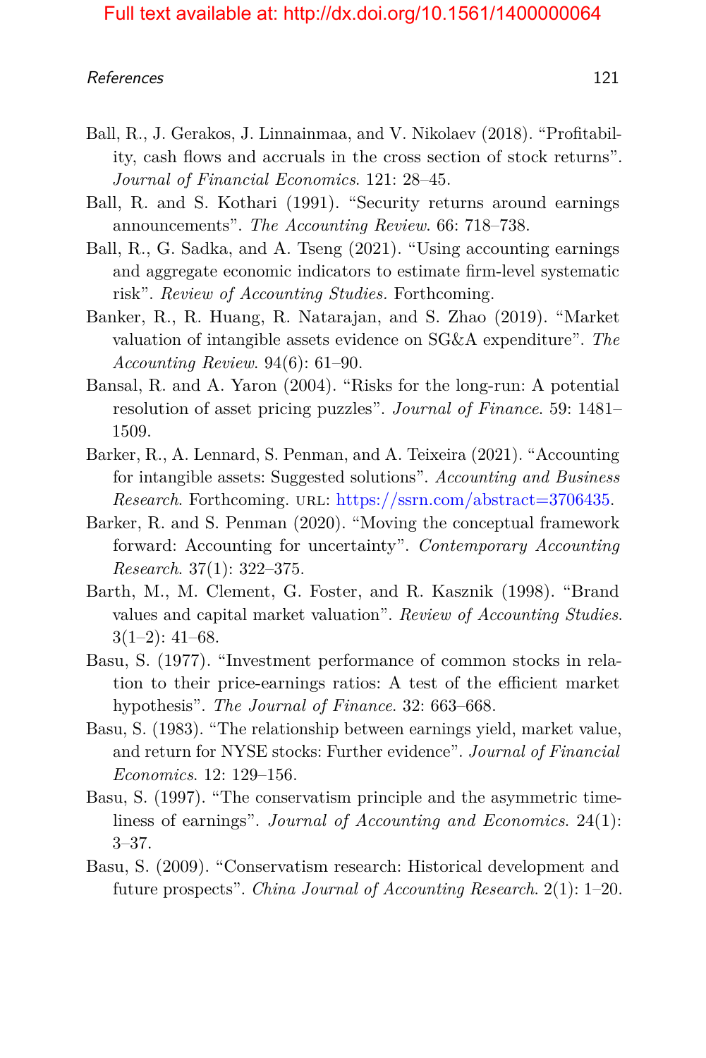Ball, R., J. Gerakos, J. Linnainmaa, and V. Nikolaev (2018). "Profitability, cash flows and accruals in the cross section of stock returns". *Journal of Financial Economics*. 121: 28–45.

Ball, R. and S. Kothari (1991). "Security returns around earnings announcements". *The Accounting Review*. 66: 718–738.

Ball, R., G. Sadka, and A. Tseng (2021). "Using accounting earnings and aggregate economic indicators to estimate firm-level systematic risk". *Review of Accounting Studies.* Forthcoming.

Banker, R., R. Huang, R. Natarajan, and S. Zhao (2019). "Market valuation of intangible assets evidence on SG&A expenditure". *The Accounting Review*. 94(6): 61–90.

Bansal, R. and A. Yaron (2004). "Risks for the long-run: A potential resolution of asset pricing puzzles". *Journal of Finance*. 59: 1481–1509.

Barker, R., A. Lennard, S. Penman, and A. Teixeira (2021). "Accounting for intangible assets: Suggested solutions". *Accounting and Business Research*. Forthcoming. URL: https://ssrn.com/abstract=3706435.

Barker, R. and S. Penman (2020). "Moving the conceptual framework forward: Accounting for uncertainty". *Contemporary Accounting Research*. 37(1): 322–375.

Barth, M., M. Clement, G. Foster, and R. Kasznik (1998). "Brand values and capital market valuation". *Review of Accounting Studies*. 3(1–2): 41–68.

Basu, S. (1977). "Investment performance of common stocks in relation to their price-earnings ratios: A test of the efficient market hypothesis". *The Journal of Finance*. 32: 663–668.

Basu, S. (1983). "The relationship between earnings yield, market value, and return for NYSE stocks: Further evidence". *Journal of Financial Economics*. 12: 129–156.

Basu, S. (1997). "The conservatism principle and the asymmetric timeliness of earnings". *Journal of Accounting and Economics*. 24(1): 3–37.

Basu, S. (2009). "Conservatism research: Historical development and future prospects". *China Journal of Accounting Research*. 2(1): 1–20.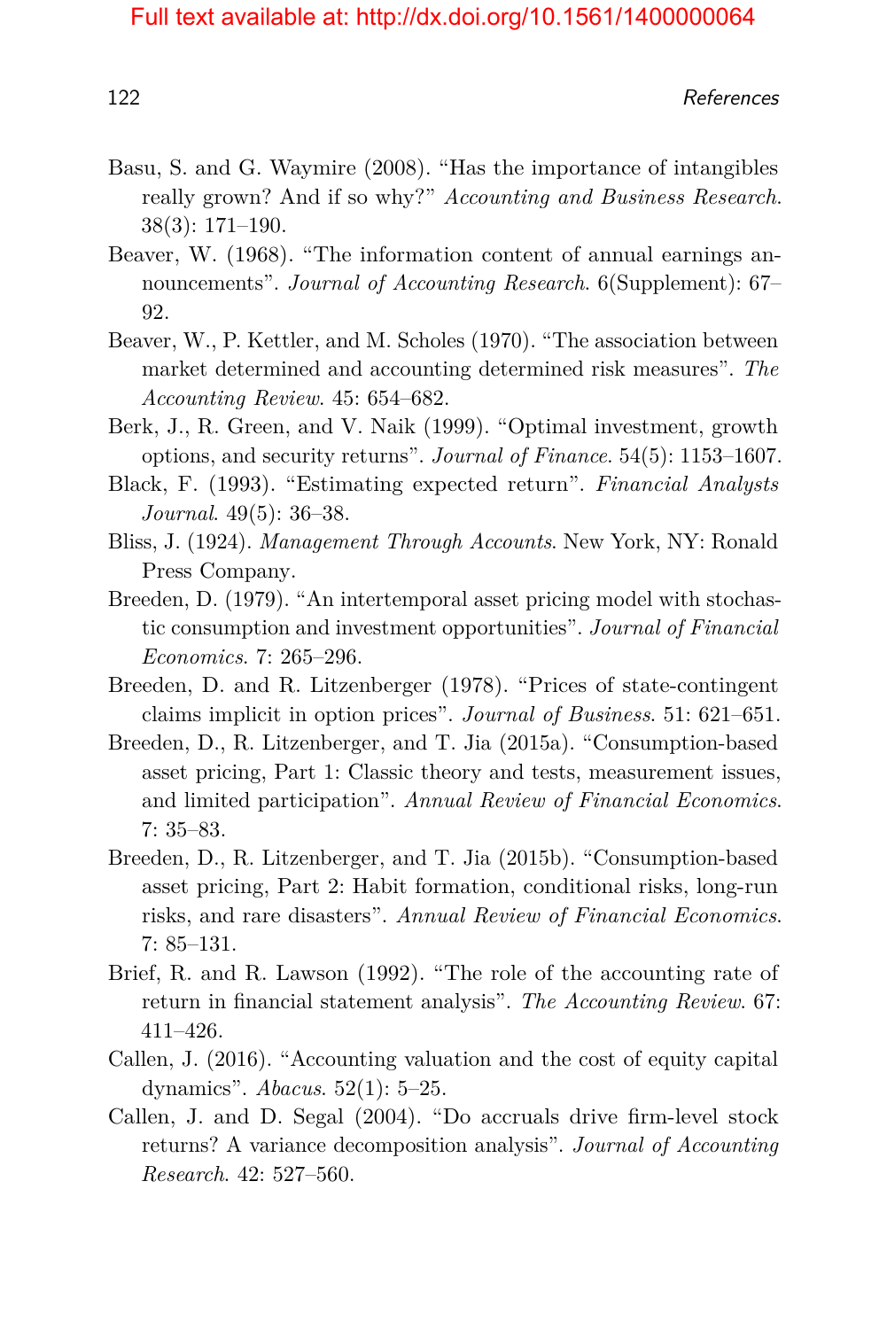Basu, S. and G. Waymire (2008). "Has the importance of intangibles really grown? And if so why?" *Accounting and Business Research*. 38(3): 171–190.

Beaver, W. (1968). "The information content of annual earnings announcements". *Journal of Accounting Research*. 6(Supplement): 67–92.

Beaver, W., P. Kettler, and M. Scholes (1970). "The association between market determined and accounting determined risk measures". *The Accounting Review*. 45: 654–682.

Berk, J., R. Green, and V. Naik (1999). "Optimal investment, growth options, and security returns". *Journal of Finance*. 54(5): 1153–1607.

Black, F. (1993). "Estimating expected return". *Financial Analysts Journal*. 49(5): 36–38.

Bliss, J. (1924). *Management Through Accounts*. New York, NY: Ronald Press Company.

Breeden, D. (1979). "An intertemporal asset pricing model with stochastic consumption and investment opportunities". *Journal of Financial Economics*. 7: 265–296.

Breeden, D. and R. Litzenberger (1978). "Prices of state-contingent claims implicit in option prices". *Journal of Business*. 51: 621–651.

Breeden, D., R. Litzenberger, and T. Jia (2015a). "Consumption-based asset pricing, Part 1: Classic theory and tests, measurement issues, and limited participation". *Annual Review of Financial Economics*. 7: 35–83.

Breeden, D., R. Litzenberger, and T. Jia (2015b). "Consumption-based asset pricing, Part 2: Habit formation, conditional risks, long-run risks, and rare disasters". *Annual Review of Financial Economics*. 7: 85–131.

Brief, R. and R. Lawson (1992). "The role of the accounting rate of return in financial statement analysis". *The Accounting Review*. 67: 411–426.

Callen, J. (2016). "Accounting valuation and the cost of equity capital dynamics". *Abacus*. 52(1): 5–25.

Callen, J. and D. Segal (2004). "Do accruals drive firm-level stock returns? A variance decomposition analysis". *Journal of Accounting Research*. 42: 527–560.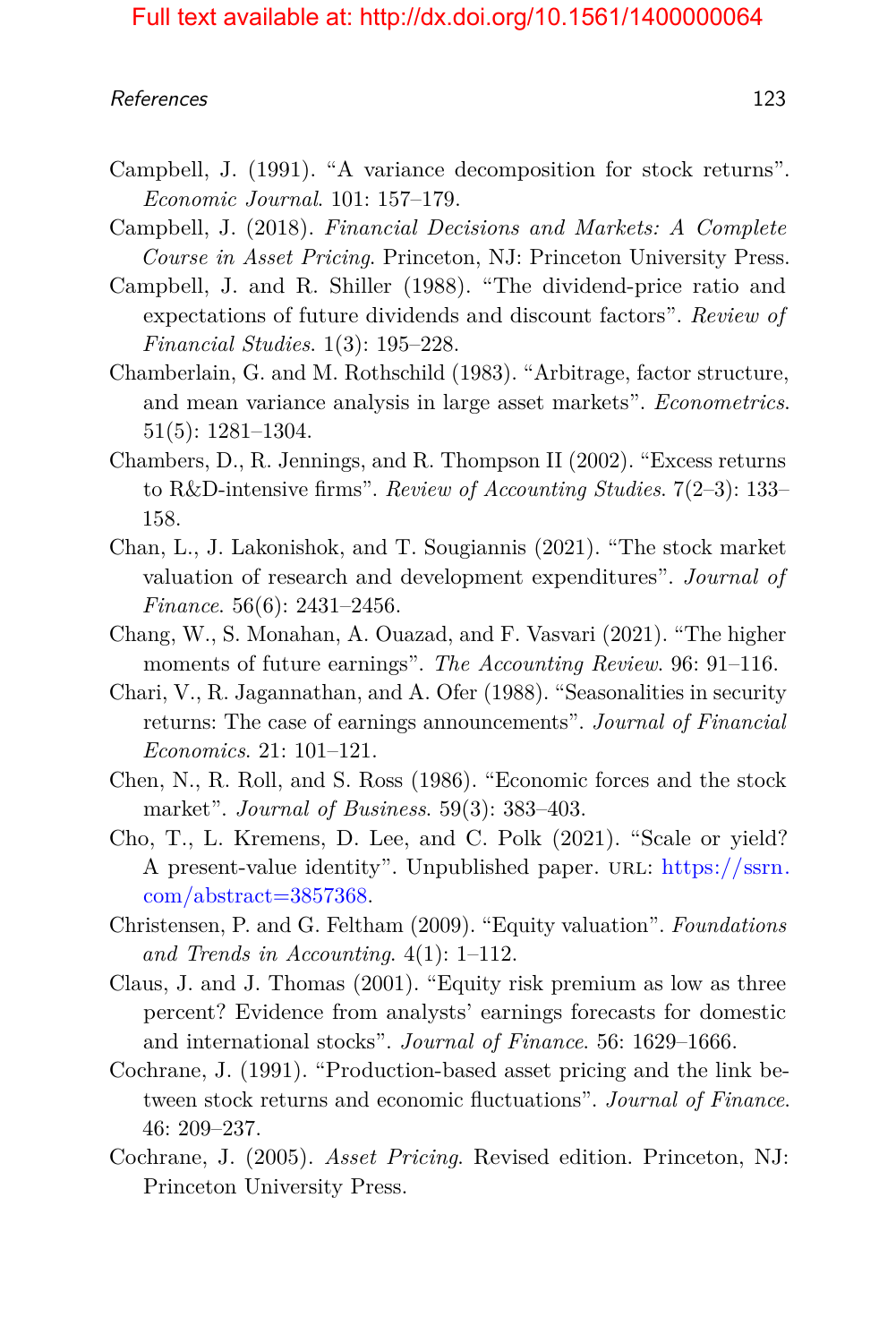Campbell, J. (1991). "A variance decomposition for stock returns". *Economic Journal*. 101: 157–179.

Campbell, J. (2018). *Financial Decisions and Markets: A Complete Course in Asset Pricing*. Princeton, NJ: Princeton University Press.

Campbell, J. and R. Shiller (1988). "The dividend-price ratio and expectations of future dividends and discount factors". *Review of Financial Studies*. 1(3): 195–228.

Chamberlain, G. and M. Rothschild (1983). "Arbitrage, factor structure, and mean variance analysis in large asset markets". *Econometrics*. 51(5): 1281–1304.

Chambers, D., R. Jennings, and R. Thompson II (2002). "Excess returns to R&D-intensive firms". *Review of Accounting Studies*. 7(2–3): 133–158.

Chan, L., J. Lakonishok, and T. Sougiannis (2021). "The stock market valuation of research and development expenditures". *Journal of Finance*. 56(6): 2431–2456.

Chang, W., S. Monahan, A. Ouazad, and F. Vasvari (2021). "The higher moments of future earnings". *The Accounting Review*. 96: 91–116.

Chari, V., R. Jagannathan, and A. Ofer (1988). "Seasonalities in security returns: The case of earnings announcements". *Journal of Financial Economics*. 21: 101–121.

Chen, N., R. Roll, and S. Ross (1986). "Economic forces and the stock market". *Journal of Business*. 59(3): 383–403.

Cho, T., L. Kremens, D. Lee, and C. Polk (2021). "Scale or yield? A present-value identity". Unpublished paper. URL: https://ssrn.com/abstract=3857368.

Christensen, P. and G. Feltham (2009). "Equity valuation". *Foundations and Trends in Accounting*. 4(1): 1–112.

Claus, J. and J. Thomas (2001). "Equity risk premium as low as three percent? Evidence from analysts' earnings forecasts for domestic and international stocks". *Journal of Finance*. 56: 1629–1666.

Cochrane, J. (1991). "Production-based asset pricing and the link between stock returns and economic fluctuations". *Journal of Finance*. 46: 209–237.

Cochrane, J. (2005). *Asset Pricing*. Revised edition. Princeton, NJ: Princeton University Press.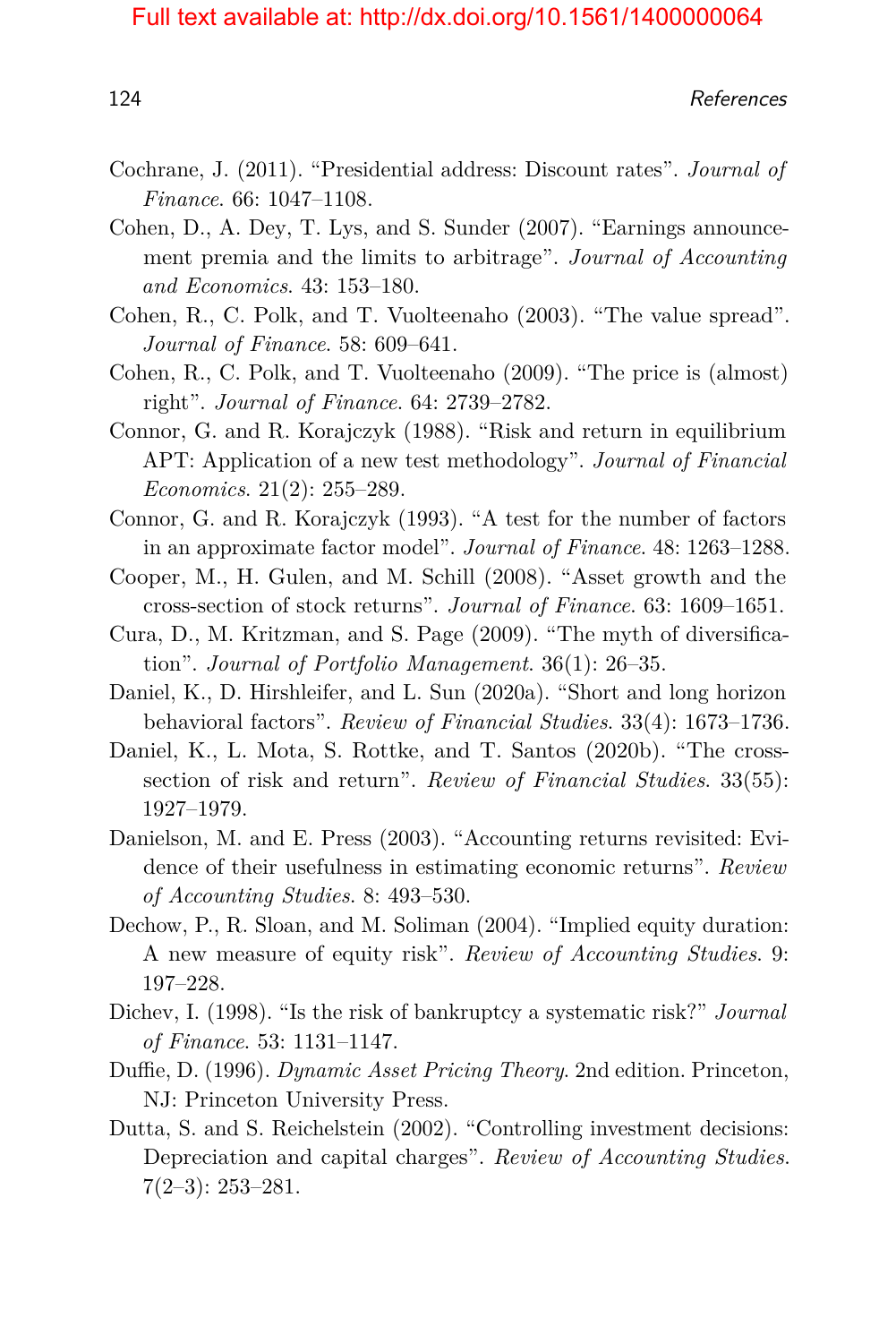Cochrane, J. (2011). "Presidential address: Discount rates". *Journal of Finance*. 66: 1047–1108.

Cohen, D., A. Dey, T. Lys, and S. Sunder (2007). "Earnings announcement premia and the limits to arbitrage". *Journal of Accounting and Economics*. 43: 153–180.

Cohen, R., C. Polk, and T. Vuolteenaho (2003). "The value spread". *Journal of Finance*. 58: 609–641.

Cohen, R., C. Polk, and T. Vuolteenaho (2009). "The price is (almost) right". *Journal of Finance*. 64: 2739–2782.

Connor, G. and R. Korajczyk (1988). "Risk and return in equilibrium APT: Application of a new test methodology". *Journal of Financial Economics*. 21(2): 255–289.

Connor, G. and R. Korajczyk (1993). "A test for the number of factors in an approximate factor model". *Journal of Finance*. 48: 1263–1288.

Cooper, M., H. Gulen, and M. Schill (2008). "Asset growth and the cross-section of stock returns". *Journal of Finance*. 63: 1609–1651.

Cura, D., M. Kritzman, and S. Page (2009). "The myth of diversification". *Journal of Portfolio Management*. 36(1): 26–35.

Daniel, K., D. Hirshleifer, and L. Sun (2020a). "Short and long horizon behavioral factors". *Review of Financial Studies*. 33(4): 1673–1736.

Daniel, K., L. Mota, S. Rottke, and T. Santos (2020b). "The cross-section of risk and return". *Review of Financial Studies*. 33(55): 1927–1979.

Danielson, M. and E. Press (2003). "Accounting returns revisited: Evidence of their usefulness in estimating economic returns". *Review of Accounting Studies*. 8: 493–530.

Dechow, P., R. Sloan, and M. Soliman (2004). "Implied equity duration: A new measure of equity risk". *Review of Accounting Studies*. 9: 197–228.

Dichev, I. (1998). "Is the risk of bankruptcy a systematic risk?" *Journal of Finance*. 53: 1131–1147.

Duffie, D. (1996). *Dynamic Asset Pricing Theory*. 2nd edition. Princeton, NJ: Princeton University Press.

Dutta, S. and S. Reichelstein (2002). "Controlling investment decisions: Depreciation and capital charges". *Review of Accounting Studies*. 7(2–3): 253–281.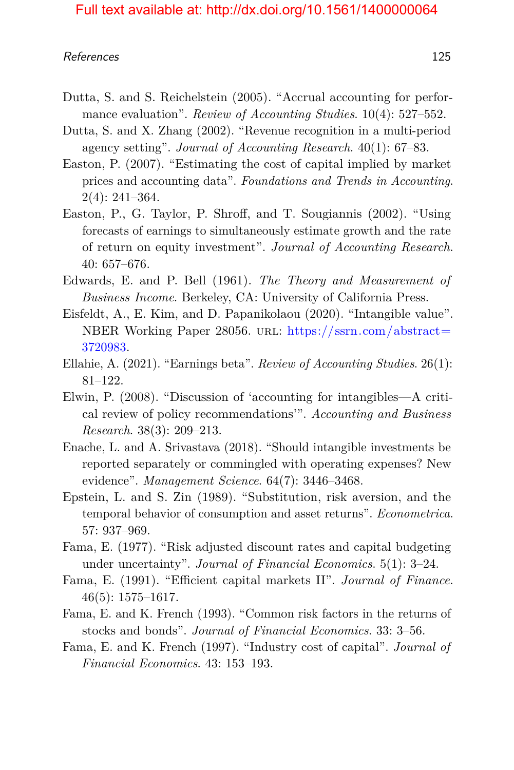Dutta, S. and S. Reichelstein (2005). "Accrual accounting for performance evaluation". *Review of Accounting Studies*. 10(4): 527–552.

Dutta, S. and X. Zhang (2002). "Revenue recognition in a multi-period agency setting". *Journal of Accounting Research*. 40(1): 67–83.

Easton, P. (2007). "Estimating the cost of capital implied by market prices and accounting data". *Foundations and Trends in Accounting*. 2(4): 241–364.

Easton, P., G. Taylor, P. Shroff, and T. Sougiannis (2002). "Using forecasts of earnings to simultaneously estimate growth and the rate of return on equity investment". *Journal of Accounting Research*. 40: 657–676.

Edwards, E. and P. Bell (1961). *The Theory and Measurement of Business Income*. Berkeley, CA: University of California Press.

Eisfeldt, A., E. Kim, and D. Papanikolaou (2020). "Intangible value". NBER Working Paper 28056. URL: https://ssrn.com/abstract=3720983.

Ellahie, A. (2021). "Earnings beta". *Review of Accounting Studies*. 26(1): 81–122.

Elwin, P. (2008). "Discussion of 'accounting for intangibles—A critical review of policy recommendations'". *Accounting and Business Research*. 38(3): 209–213.

Enache, L. and A. Srivastava (2018). "Should intangible investments be reported separately or commingled with operating expenses? New evidence". *Management Science*. 64(7): 3446–3468.

Epstein, L. and S. Zin (1989). "Substitution, risk aversion, and the temporal behavior of consumption and asset returns". *Econometrica*. 57: 937–969.

Fama, E. (1977). "Risk adjusted discount rates and capital budgeting under uncertainty". *Journal of Financial Economics*. 5(1): 3–24.

Fama, E. (1991). "Efficient capital markets II". *Journal of Finance*. 46(5): 1575–1617.

Fama, E. and K. French (1993). "Common risk factors in the returns of stocks and bonds". *Journal of Financial Economics*. 33: 3–56.

Fama, E. and K. French (1997). "Industry cost of capital". *Journal of Financial Economics*. 43: 153–193.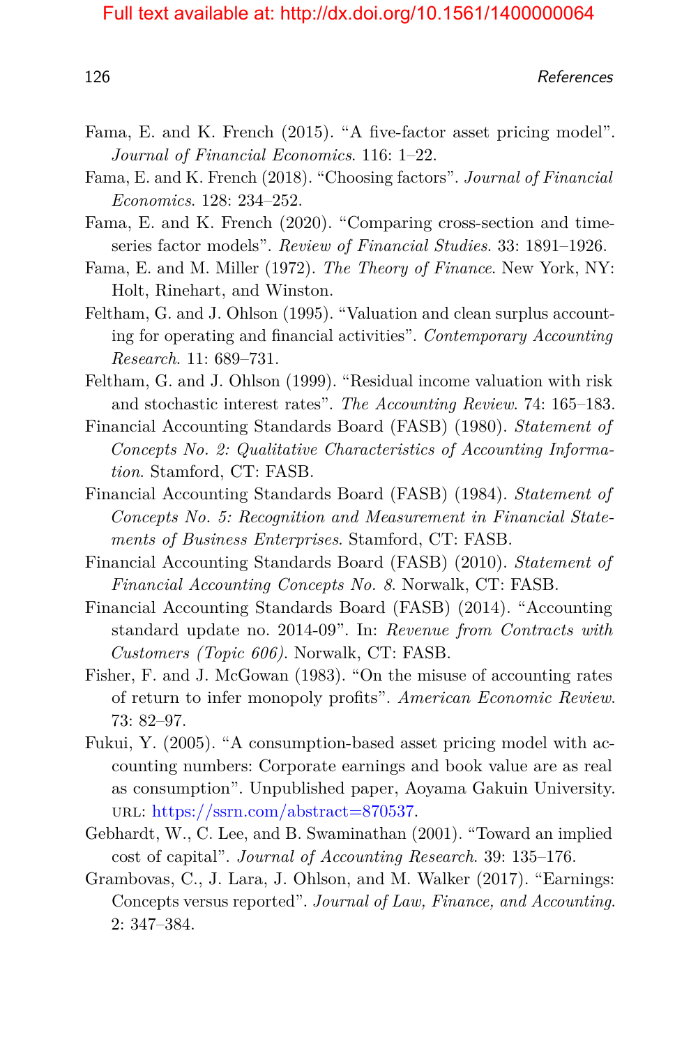Fama, E. and K. French (2015). "A five-factor asset pricing model". *Journal of Financial Economics*. 116: 1–22.

Fama, E. and K. French (2018). "Choosing factors". *Journal of Financial Economics*. 128: 234–252.

Fama, E. and K. French (2020). "Comparing cross-section and time-series factor models". *Review of Financial Studies*. 33: 1891–1926.

Fama, E. and M. Miller (1972). *The Theory of Finance*. New York, NY: Holt, Rinehart, and Winston.

Feltham, G. and J. Ohlson (1995). "Valuation and clean surplus accounting for operating and financial activities". *Contemporary Accounting Research*. 11: 689–731.

Feltham, G. and J. Ohlson (1999). "Residual income valuation with risk and stochastic interest rates". *The Accounting Review*. 74: 165–183.

Financial Accounting Standards Board (FASB) (1980). *Statement of Concepts No. 2: Qualitative Characteristics of Accounting Information*. Stamford, CT: FASB.

Financial Accounting Standards Board (FASB) (1984). *Statement of Concepts No. 5: Recognition and Measurement in Financial Statements of Business Enterprises*. Stamford, CT: FASB.

Financial Accounting Standards Board (FASB) (2010). *Statement of Financial Accounting Concepts No. 8*. Norwalk, CT: FASB.

Financial Accounting Standards Board (FASB) (2014). "Accounting standard update no. 2014-09". In: *Revenue from Contracts with Customers (Topic 606)*. Norwalk, CT: FASB.

Fisher, F. and J. McGowan (1983). "On the misuse of accounting rates of return to infer monopoly profits". *American Economic Review*. 73: 82–97.

Fukui, Y. (2005). "A consumption-based asset pricing model with accounting numbers: Corporate earnings and book value are as real as consumption". Unpublished paper, Aoyama Gakuin University. URL: https://ssrn.com/abstract=870537.

Gebhardt, W., C. Lee, and B. Swaminathan (2001). "Toward an implied cost of capital". *Journal of Accounting Research*. 39: 135–176.

Grambovas, C., J. Lara, J. Ohlson, and M. Walker (2017). "Earnings: Concepts versus reported". *Journal of Law, Finance, and Accounting*. 2: 347–384.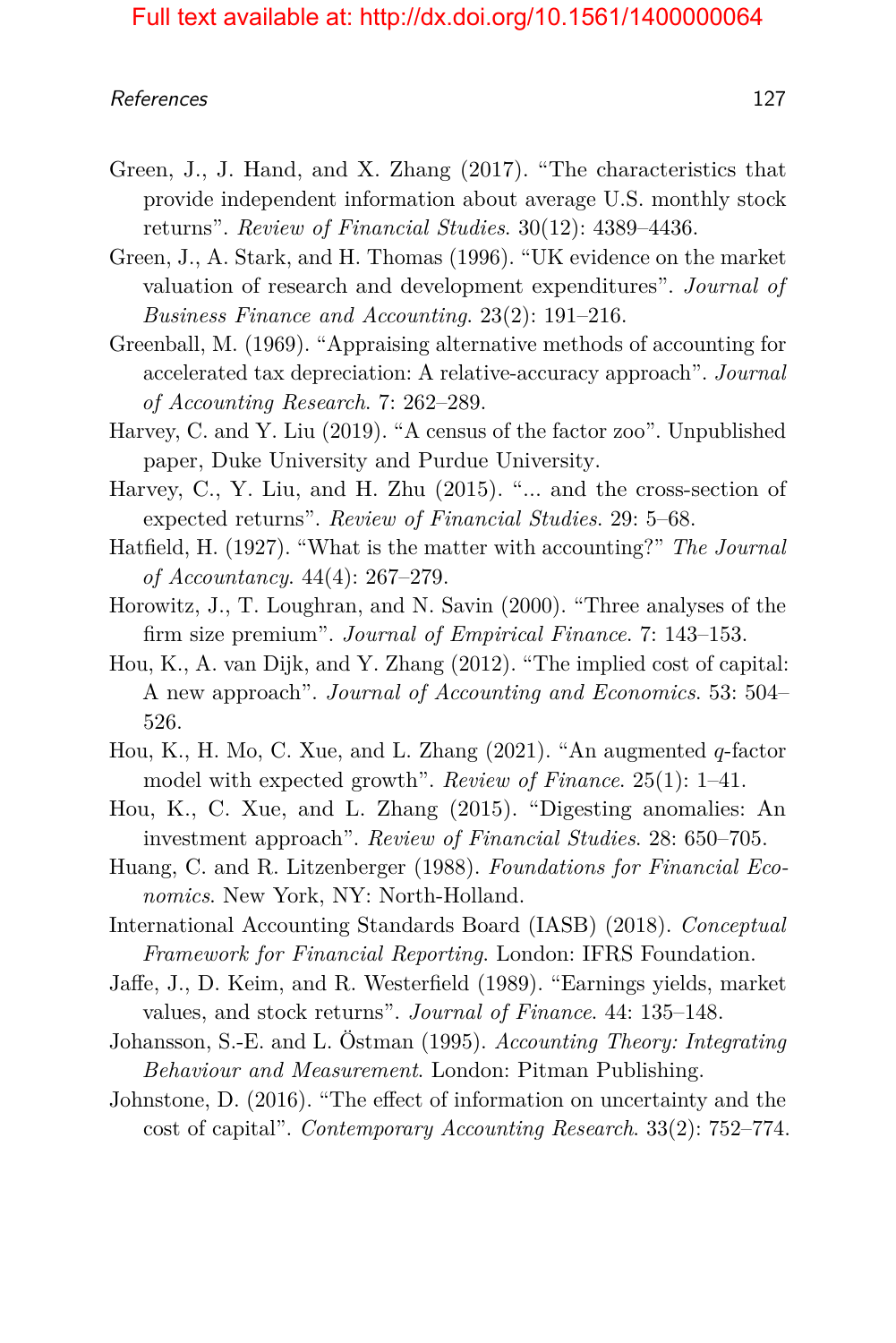Green, J., J. Hand, and X. Zhang (2017). "The characteristics that provide independent information about average U.S. monthly stock returns". *Review of Financial Studies*. 30(12): 4389–4436.

Green, J., A. Stark, and H. Thomas (1996). "UK evidence on the market valuation of research and development expenditures". *Journal of Business Finance and Accounting*. 23(2): 191–216.

Greenball, M. (1969). "Appraising alternative methods of accounting for accelerated tax depreciation: A relative-accuracy approach". *Journal of Accounting Research*. 7: 262–289.

Harvey, C. and Y. Liu (2019). "A census of the factor zoo". Unpublished paper, Duke University and Purdue University.

Harvey, C., Y. Liu, and H. Zhu (2015). "... and the cross-section of expected returns". *Review of Financial Studies*. 29: 5–68.

Hatfield, H. (1927). "What is the matter with accounting?" *The Journal of Accountancy*. 44(4): 267–279.

Horowitz, J., T. Loughran, and N. Savin (2000). "Three analyses of the firm size premium". *Journal of Empirical Finance*. 7: 143–153.

Hou, K., A. van Dijk, and Y. Zhang (2012). "The implied cost of capital: A new approach". *Journal of Accounting and Economics*. 53: 504–526.

Hou, K., H. Mo, C. Xue, and L. Zhang (2021). "An augmented *q*-factor model with expected growth". *Review of Finance*. 25(1): 1–41.

Hou, K., C. Xue, and L. Zhang (2015). "Digesting anomalies: An investment approach". *Review of Financial Studies*. 28: 650–705.

Huang, C. and R. Litzenberger (1988). *Foundations for Financial Economics*. New York, NY: North-Holland.

International Accounting Standards Board (IASB) (2018). *Conceptual Framework for Financial Reporting*. London: IFRS Foundation.

Jaffe, J., D. Keim, and R. Westerfield (1989). "Earnings yields, market values, and stock returns". *Journal of Finance*. 44: 135–148.

Johansson, S.-E. and L. Östman (1995). *Accounting Theory: Integrating Behaviour and Measurement*. London: Pitman Publishing.

Johnstone, D. (2016). "The effect of information on uncertainty and the cost of capital". *Contemporary Accounting Research*. 33(2): 752–774.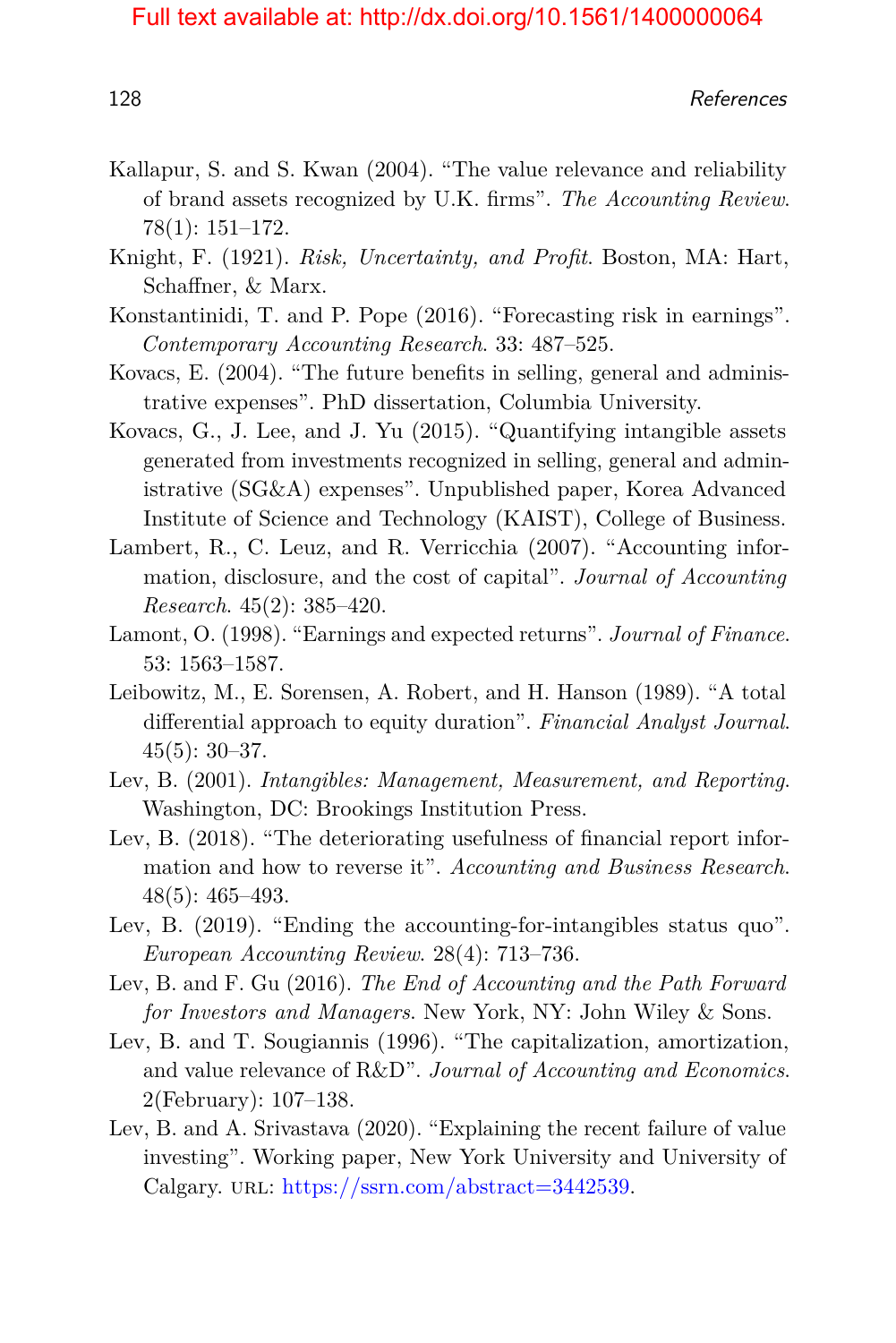Kallapur, S. and S. Kwan (2004). "The value relevance and reliability of brand assets recognized by U.K. firms". *The Accounting Review*. 78(1): 151–172.

Knight, F. (1921). *Risk, Uncertainty, and Profit*. Boston, MA: Hart, Schaffner, & Marx.

Konstantinidi, T. and P. Pope (2016). "Forecasting risk in earnings". *Contemporary Accounting Research*. 33: 487–525.

Kovacs, E. (2004). "The future benefits in selling, general and administrative expenses". PhD dissertation, Columbia University.

Kovacs, G., J. Lee, and J. Yu (2015). "Quantifying intangible assets generated from investments recognized in selling, general and administrative (SG&A) expenses". Unpublished paper, Korea Advanced Institute of Science and Technology (KAIST), College of Business.

Lambert, R., C. Leuz, and R. Verricchia (2007). "Accounting information, disclosure, and the cost of capital". *Journal of Accounting Research*. 45(2): 385–420.

Lamont, O. (1998). "Earnings and expected returns". *Journal of Finance*. 53: 1563–1587.

Leibowitz, M., E. Sorensen, A. Robert, and H. Hanson (1989). "A total differential approach to equity duration". *Financial Analyst Journal*. 45(5): 30–37.

Lev, B. (2001). *Intangibles: Management, Measurement, and Reporting*. Washington, DC: Brookings Institution Press.

Lev, B. (2018). "The deteriorating usefulness of financial report information and how to reverse it". *Accounting and Business Research*. 48(5): 465–493.

Lev, B. (2019). "Ending the accounting-for-intangibles status quo". *European Accounting Review*. 28(4): 713–736.

Lev, B. and F. Gu (2016). *The End of Accounting and the Path Forward for Investors and Managers*. New York, NY: John Wiley & Sons.

Lev, B. and T. Sougiannis (1996). "The capitalization, amortization, and value relevance of R&D". *Journal of Accounting and Economics*. 2(February): 107–138.

Lev, B. and A. Srivastava (2020). "Explaining the recent failure of value investing". Working paper, New York University and University of Calgary. URL: https://ssrn.com/abstract=3442539.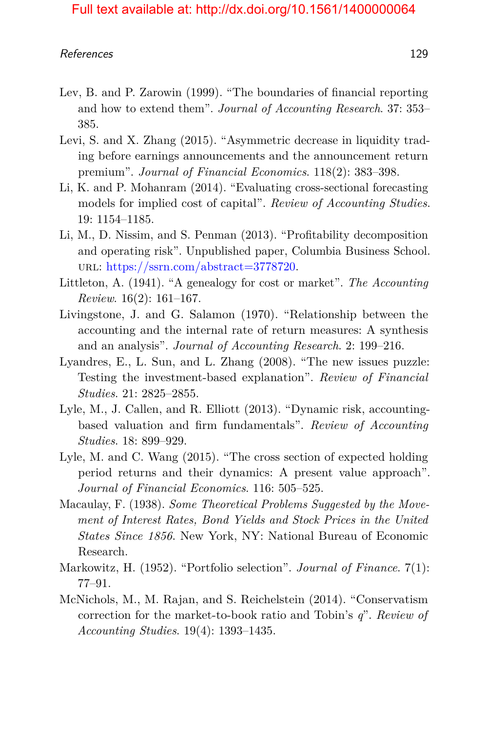Lev, B. and P. Zarowin (1999). "The boundaries of financial reporting and how to extend them". *Journal of Accounting Research*. 37: 353–385.

Levi, S. and X. Zhang (2015). "Asymmetric decrease in liquidity trading before earnings announcements and the announcement return premium". *Journal of Financial Economics*. 118(2): 383–398.

Li, K. and P. Mohanram (2014). "Evaluating cross-sectional forecasting models for implied cost of capital". *Review of Accounting Studies*. 19: 1154–1185.

Li, M., D. Nissim, and S. Penman (2013). "Profitability decomposition and operating risk". Unpublished paper, Columbia Business School. URL: https://ssrn.com/abstract=3778720.

Littleton, A. (1941). "A genealogy for cost or market". *The Accounting Review*. 16(2): 161–167.

Livingstone, J. and G. Salamon (1970). "Relationship between the accounting and the internal rate of return measures: A synthesis and an analysis". *Journal of Accounting Research*. 2: 199–216.

Lyandres, E., L. Sun, and L. Zhang (2008). "The new issues puzzle: Testing the investment-based explanation". *Review of Financial Studies*. 21: 2825–2855.

Lyle, M., J. Callen, and R. Elliott (2013). "Dynamic risk, accounting-based valuation and firm fundamentals". *Review of Accounting Studies*. 18: 899–929.

Lyle, M. and C. Wang (2015). "The cross section of expected holding period returns and their dynamics: A present value approach". *Journal of Financial Economics*. 116: 505–525.

Macaulay, F. (1938). *Some Theoretical Problems Suggested by the Movement of Interest Rates, Bond Yields and Stock Prices in the United States Since 1856*. New York, NY: National Bureau of Economic Research.

Markowitz, H. (1952). "Portfolio selection". *Journal of Finance*. 7(1): 77–91.

McNichols, M., M. Rajan, and S. Reichelstein (2014). "Conservatism correction for the market-to-book ratio and Tobin's $q$". *Review of Accounting Studies*. 19(4): 1393–1435.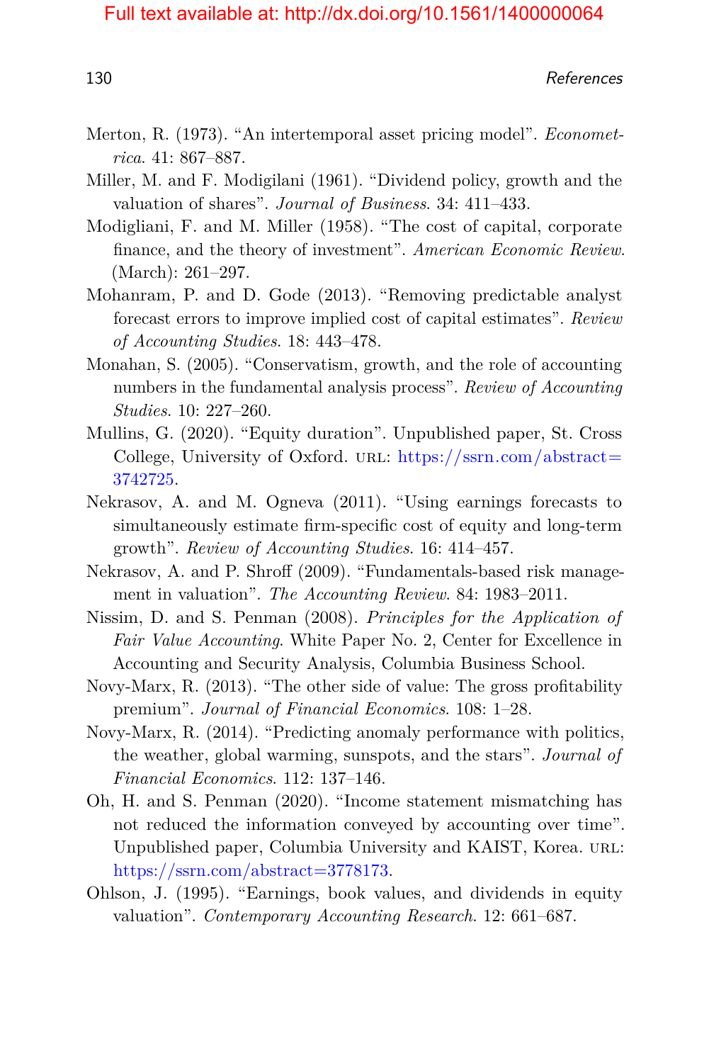Merton, R. (1973). “An intertemporal asset pricing model”. *Econometrica*. 41: 867–887.

Miller, M. and F. Modigilani (1961). “Dividend policy, growth and the valuation of shares”. *Journal of Business*. 34: 411–433.

Modigliani, F. and M. Miller (1958). “The cost of capital, corporate finance, and the theory of investment”. *American Economic Review*. (March): 261–297.

Mohanram, P. and D. Gode (2013). “Removing predictable analyst forecast errors to improve implied cost of capital estimates”. *Review of Accounting Studies*. 18: 443–478.

Monahan, S. (2005). “Conservatism, growth, and the role of accounting numbers in the fundamental analysis process”. *Review of Accounting Studies*. 10: 227–260.

Mullins, G. (2020). “Equity duration”. Unpublished paper, St. Cross College, University of Oxford. URL: https://ssrn.com/abstract=3742725.

Nekrasov, A. and M. Ogneva (2011). “Using earnings forecasts to simultaneously estimate firm-specific cost of equity and long-term growth”. *Review of Accounting Studies*. 16: 414–457.

Nekrasov, A. and P. Shroff (2009). “Fundamentals-based risk management in valuation”. *The Accounting Review*. 84: 1983–2011.

Nissim, D. and S. Penman (2008). *Principles for the Application of Fair Value Accounting*. White Paper No. 2, Center for Excellence in Accounting and Security Analysis, Columbia Business School.

Novy-Marx, R. (2013). “The other side of value: The gross profitability premium”. *Journal of Financial Economics*. 108: 1–28.

Novy-Marx, R. (2014). “Predicting anomaly performance with politics, the weather, global warming, sunspots, and the stars”. *Journal of Financial Economics*. 112: 137–146.

Oh, H. and S. Penman (2020). “Income statement mismatching has not reduced the information conveyed by accounting over time”. Unpublished paper, Columbia University and KAIST, Korea. URL: https://ssrn.com/abstract=3778173.

Ohlson, J. (1995). “Earnings, book values, and dividends in equity valuation”. *Contemporary Accounting Research*. 12: 661–687.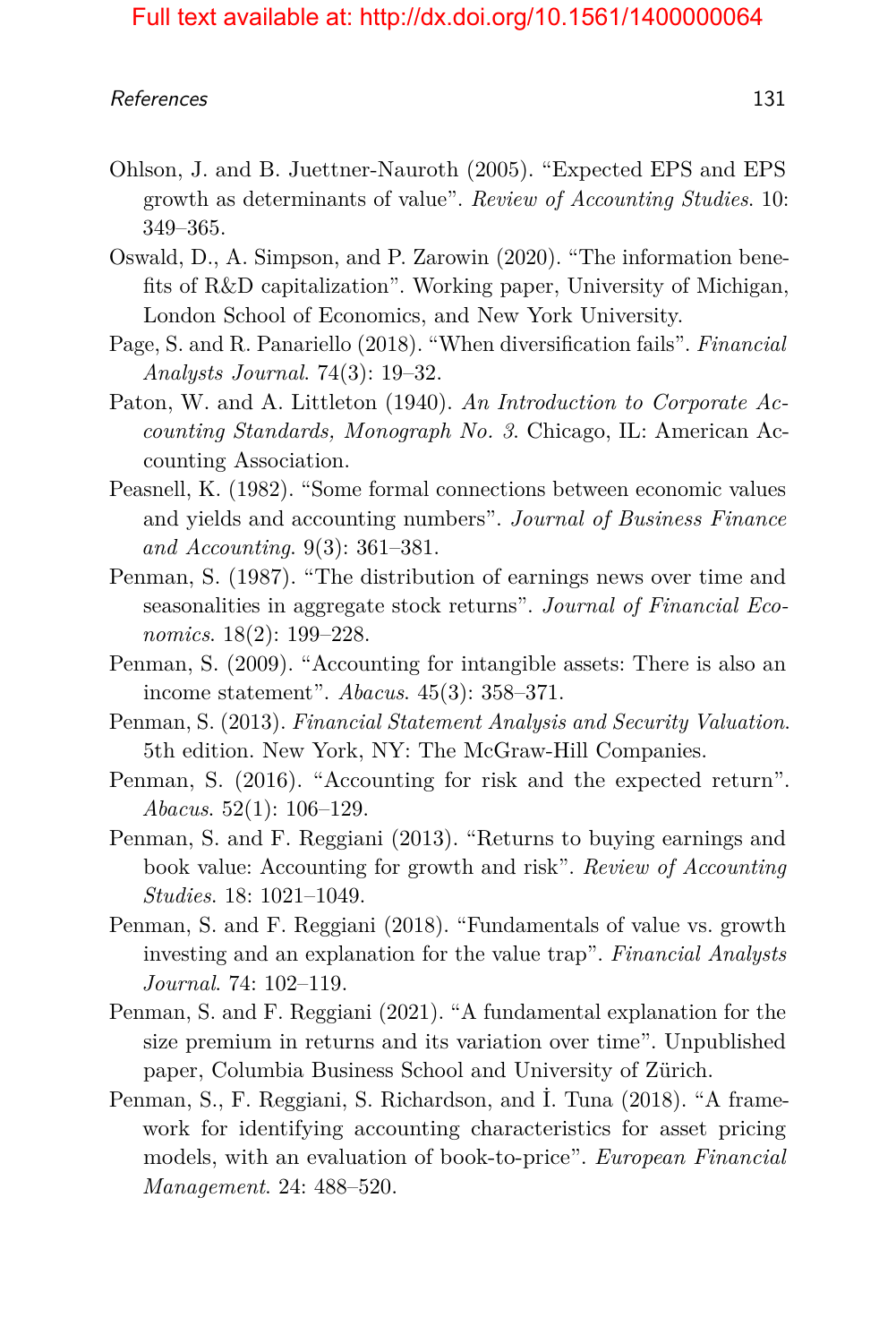Ohlson, J. and B. Juettner-Nauroth (2005). "Expected EPS and EPS growth as determinants of value". *Review of Accounting Studies*. 10: 349–365.

Oswald, D., A. Simpson, and P. Zarowin (2020). "The information benefits of R&D capitalization". Working paper, University of Michigan, London School of Economics, and New York University.

Page, S. and R. Panariello (2018). "When diversification fails". *Financial Analysts Journal*. 74(3): 19–32.

Paton, W. and A. Littleton (1940). *An Introduction to Corporate Accounting Standards, Monograph No. 3*. Chicago, IL: American Accounting Association.

Peasnell, K. (1982). "Some formal connections between economic values and yields and accounting numbers". *Journal of Business Finance and Accounting*. 9(3): 361–381.

Penman, S. (1987). "The distribution of earnings news over time and seasonalities in aggregate stock returns". *Journal of Financial Economics*. 18(2): 199–228.

Penman, S. (2009). "Accounting for intangible assets: There is also an income statement". *Abacus*. 45(3): 358–371.

Penman, S. (2013). *Financial Statement Analysis and Security Valuation*. 5th edition. New York, NY: The McGraw-Hill Companies.

Penman, S. (2016). "Accounting for risk and the expected return". *Abacus*. 52(1): 106–129.

Penman, S. and F. Reggiani (2013). "Returns to buying earnings and book value: Accounting for growth and risk". *Review of Accounting Studies*. 18: 1021–1049.

Penman, S. and F. Reggiani (2018). "Fundamentals of value vs. growth investing and an explanation for the value trap". *Financial Analysts Journal*. 74: 102–119.

Penman, S. and F. Reggiani (2021). "A fundamental explanation for the size premium in returns and its variation over time". Unpublished paper, Columbia Business School and University of Zürich.

Penman, S., F. Reggiani, S. Richardson, and İ. Tuna (2018). "A framework for identifying accounting characteristics for asset pricing models, with an evaluation of book-to-price". *European Financial Management*. 24: 488–520.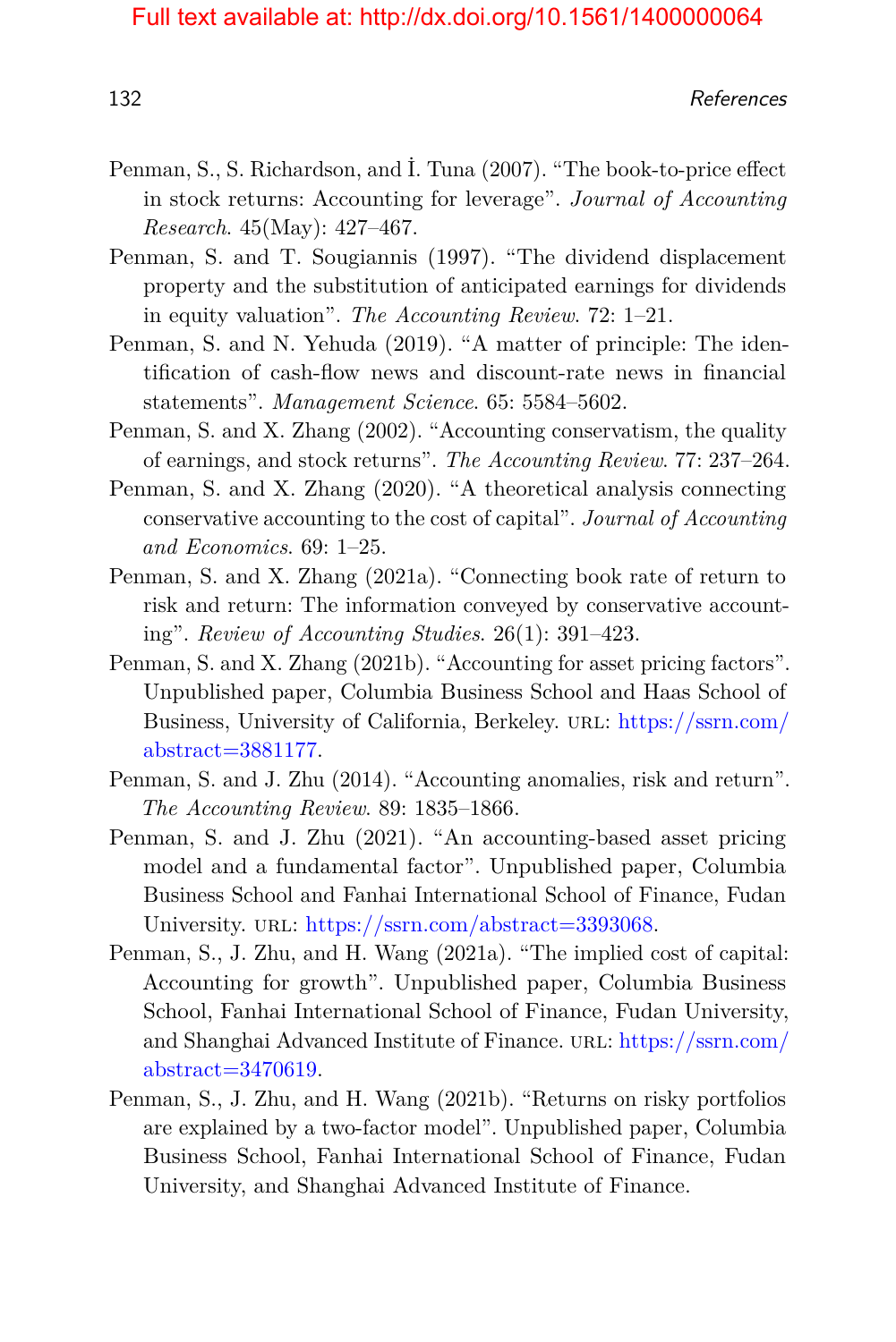Penman, S., S. Richardson, and İ. Tuna (2007). "The book-to-price effect in stock returns: Accounting for leverage". *Journal of Accounting Research*. 45(May): 427–467.

Penman, S. and T. Sougiannis (1997). "The dividend displacement property and the substitution of anticipated earnings for dividends in equity valuation". *The Accounting Review*. 72: 1–21.

Penman, S. and N. Yehuda (2019). "A matter of principle: The identification of cash-flow news and discount-rate news in financial statements". *Management Science*. 65: 5584–5602.

Penman, S. and X. Zhang (2002). "Accounting conservatism, the quality of earnings, and stock returns". *The Accounting Review*. 77: 237–264.

Penman, S. and X. Zhang (2020). "A theoretical analysis connecting conservative accounting to the cost of capital". *Journal of Accounting and Economics*. 69: 1–25.

Penman, S. and X. Zhang (2021a). "Connecting book rate of return to risk and return: The information conveyed by conservative accounting". *Review of Accounting Studies*. 26(1): 391–423.

Penman, S. and X. Zhang (2021b). "Accounting for asset pricing factors". Unpublished paper, Columbia Business School and Haas School of Business, University of California, Berkeley. URL: https://ssrn.com/abstract=3881177.

Penman, S. and J. Zhu (2014). "Accounting anomalies, risk and return". *The Accounting Review*. 89: 1835–1866.

Penman, S. and J. Zhu (2021). "An accounting-based asset pricing model and a fundamental factor". Unpublished paper, Columbia Business School and Fanhai International School of Finance, Fudan University. URL: https://ssrn.com/abstract=3393068.

Penman, S., J. Zhu, and H. Wang (2021a). "The implied cost of capital: Accounting for growth". Unpublished paper, Columbia Business School, Fanhai International School of Finance, Fudan University, and Shanghai Advanced Institute of Finance. URL: https://ssrn.com/abstract=3470619.

Penman, S., J. Zhu, and H. Wang (2021b). "Returns on risky portfolios are explained by a two-factor model". Unpublished paper, Columbia Business School, Fanhai International School of Finance, Fudan University, and Shanghai Advanced Institute of Finance.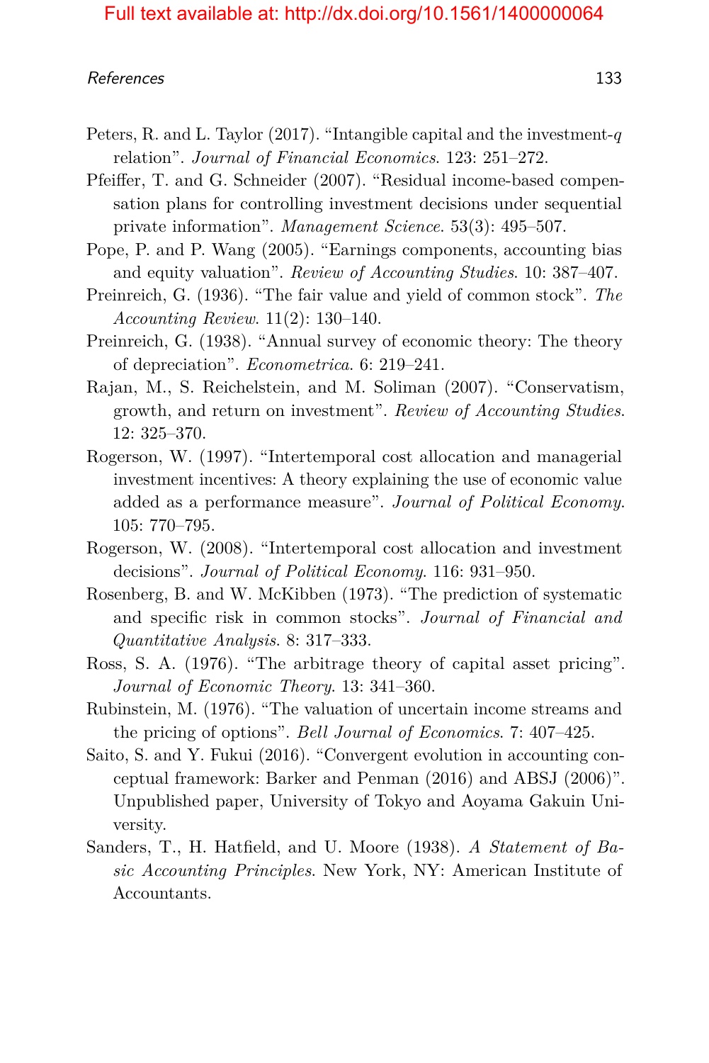Peters, R. and L. Taylor (2017). "Intangible capital and the investment-$q$ relation". *Journal of Financial Economics*. 123: 251–272.

Pfeiffer, T. and G. Schneider (2007). "Residual income-based compensation plans for controlling investment decisions under sequential private information". *Management Science*. 53(3): 495–507.

Pope, P. and P. Wang (2005). "Earnings components, accounting bias and equity valuation". *Review of Accounting Studies*. 10: 387–407.

Preinreich, G. (1936). "The fair value and yield of common stock". *The Accounting Review*. 11(2): 130–140.

Preinreich, G. (1938). "Annual survey of economic theory: The theory of depreciation". *Econometrica*. 6: 219–241.

Rajan, M., S. Reichelstein, and M. Soliman (2007). "Conservatism, growth, and return on investment". *Review of Accounting Studies*. 12: 325–370.

Rogerson, W. (1997). "Intertemporal cost allocation and managerial investment incentives: A theory explaining the use of economic value added as a performance measure". *Journal of Political Economy*. 105: 770–795.

Rogerson, W. (2008). "Intertemporal cost allocation and investment decisions". *Journal of Political Economy*. 116: 931–950.

Rosenberg, B. and W. McKibben (1973). "The prediction of systematic and specific risk in common stocks". *Journal of Financial and Quantitative Analysis*. 8: 317–333.

Ross, S. A. (1976). "The arbitrage theory of capital asset pricing". *Journal of Economic Theory*. 13: 341–360.

Rubinstein, M. (1976). "The valuation of uncertain income streams and the pricing of options". *Bell Journal of Economics*. 7: 407–425.

Saito, S. and Y. Fukui (2016). "Convergent evolution in accounting conceptual framework: Barker and Penman (2016) and ABSJ (2006)". Unpublished paper, University of Tokyo and Aoyama Gakuin University.

Sanders, T., H. Hatfield, and U. Moore (1938). *A Statement of Basic Accounting Principles*. New York, NY: American Institute of Accountants.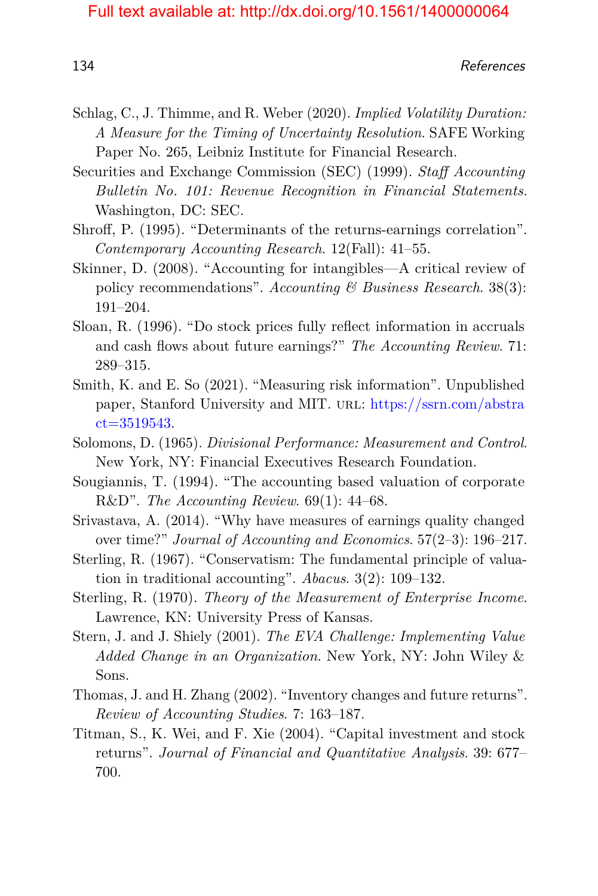Schlag, C., J. Thimme, and R. Weber (2020). *Implied Volatility Duration: A Measure for the Timing of Uncertainty Resolution*. SAFE Working Paper No. 265, Leibniz Institute for Financial Research.

Securities and Exchange Commission (SEC) (1999). *Staff Accounting Bulletin No. 101: Revenue Recognition in Financial Statements*. Washington, DC: SEC.

Shroff, P. (1995). "Determinants of the returns-earnings correlation". *Contemporary Accounting Research*. 12(Fall): 41–55.

Skinner, D. (2008). "Accounting for intangibles—A critical review of policy recommendations". *Accounting & Business Research*. 38(3): 191–204.

Sloan, R. (1996). "Do stock prices fully reflect information in accruals and cash flows about future earnings?" *The Accounting Review*. 71: 289–315.

Smith, K. and E. So (2021). "Measuring risk information". Unpublished paper, Stanford University and MIT. URL: https://ssrn.com/abstract=3519543.

Solomons, D. (1965). *Divisional Performance: Measurement and Control*. New York, NY: Financial Executives Research Foundation.

Sougiannis, T. (1994). "The accounting based valuation of corporate R&D". *The Accounting Review*. 69(1): 44–68.

Srivastava, A. (2014). "Why have measures of earnings quality changed over time?" *Journal of Accounting and Economics*. 57(2–3): 196–217.

Sterling, R. (1967). "Conservatism: The fundamental principle of valuation in traditional accounting". *Abacus*. 3(2): 109–132.

Sterling, R. (1970). *Theory of the Measurement of Enterprise Income*. Lawrence, KN: University Press of Kansas.

Stern, J. and J. Shiely (2001). *The EVA Challenge: Implementing Value Added Change in an Organization*. New York, NY: John Wiley & Sons.

Thomas, J. and H. Zhang (2002). "Inventory changes and future returns". *Review of Accounting Studies*. 7: 163–187.

Titman, S., K. Wei, and F. Xie (2004). "Capital investment and stock returns". *Journal of Financial and Quantitative Analysis*. 39: 677–700.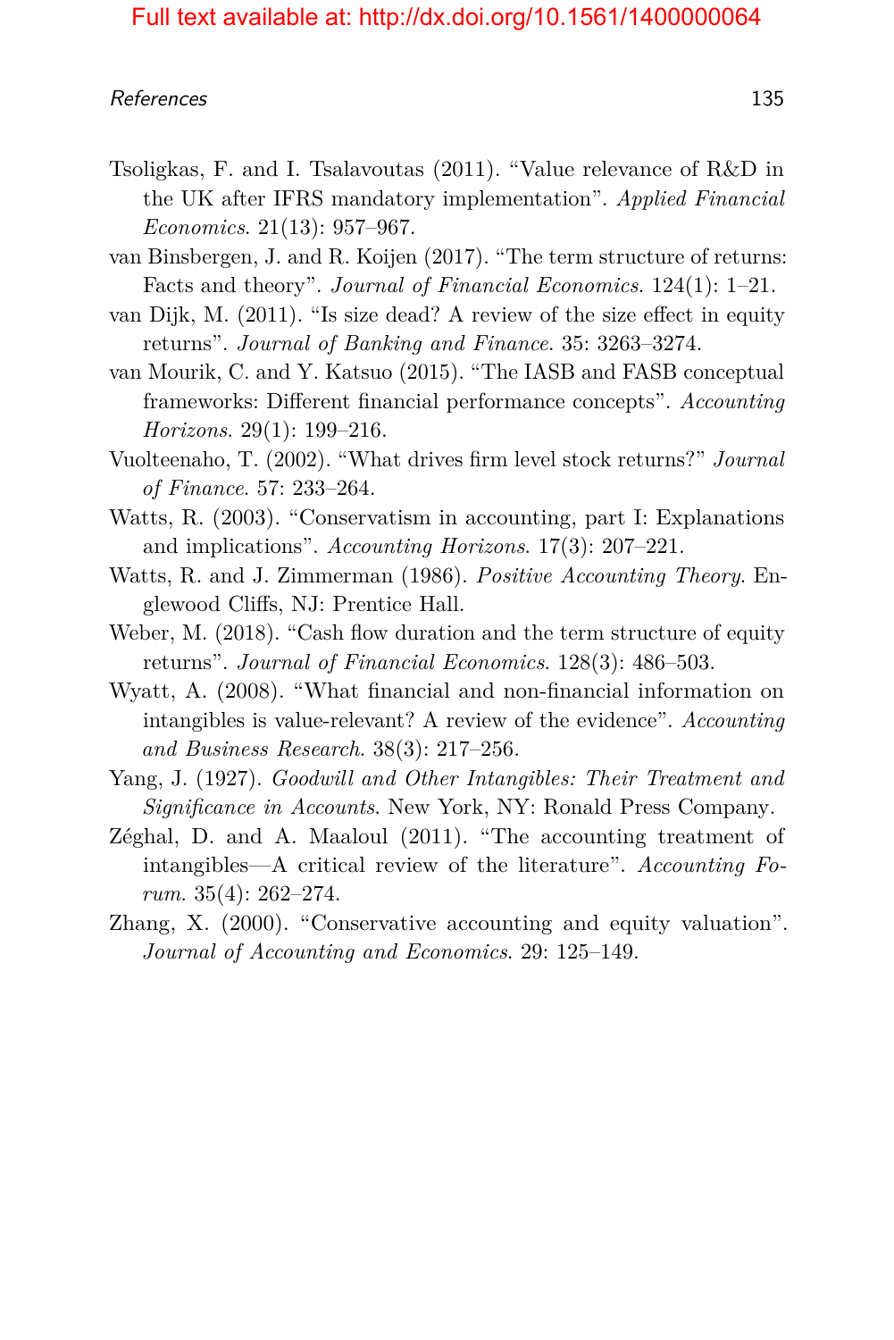Tsoligkas, F. and I. Tsalavoutas (2011). "Value relevance of R&D in the UK after IFRS mandatory implementation". *Applied Financial Economics*. 21(13): 957–967.

van Binsbergen, J. and R. Koijen (2017). "The term structure of returns: Facts and theory". *Journal of Financial Economics*. 124(1): 1–21.

van Dijk, M. (2011). "Is size dead? A review of the size effect in equity returns". *Journal of Banking and Finance*. 35: 3263–3274.

van Mourik, C. and Y. Katsuo (2015). "The IASB and FASB conceptual frameworks: Different financial performance concepts". *Accounting Horizons*. 29(1): 199–216.

Vuolteenaho, T. (2002). "What drives firm level stock returns?" *Journal of Finance*. 57: 233–264.

Watts, R. (2003). "Conservatism in accounting, part I: Explanations and implications". *Accounting Horizons*. 17(3): 207–221.

Watts, R. and J. Zimmerman (1986). *Positive Accounting Theory*. Englewood Cliffs, NJ: Prentice Hall.

Weber, M. (2018). "Cash flow duration and the term structure of equity returns". *Journal of Financial Economics*. 128(3): 486–503.

Wyatt, A. (2008). "What financial and non-financial information on intangibles is value-relevant? A review of the evidence". *Accounting and Business Research*. 38(3): 217–256.

Yang, J. (1927). *Goodwill and Other Intangibles: Their Treatment and Significance in Accounts*. New York, NY: Ronald Press Company.

Zéghal, D. and A. Maaloul (2011). "The accounting treatment of intangibles—A critical review of the literature". *Accounting Forum*. 35(4): 262–274.

Zhang, X. (2000). "Conservative accounting and equity valuation". *Journal of Accounting and Economics*. 29: 125–149.